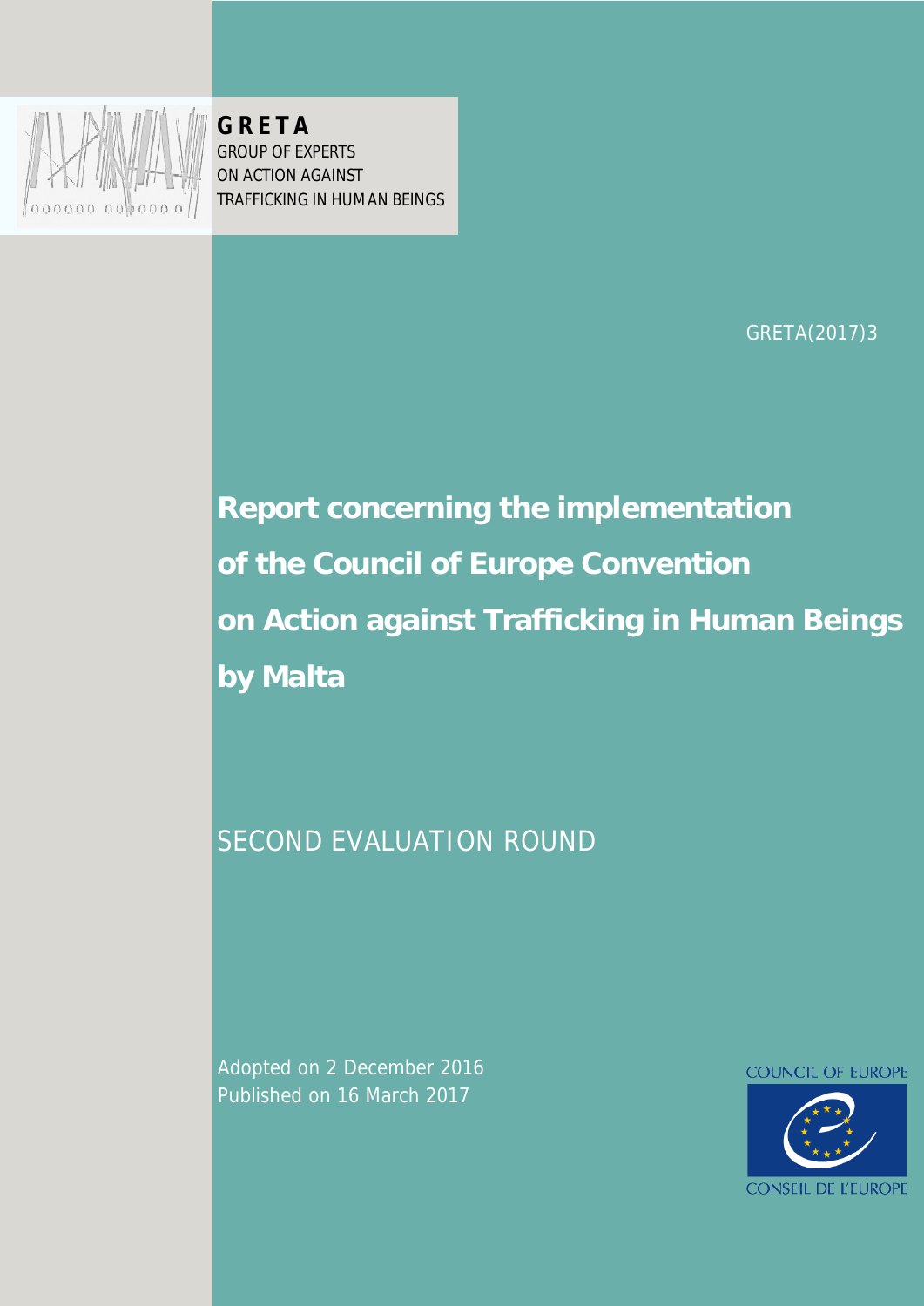**GRETA**
GROUP OF EXPERTS
ON ACTION AGAINST
TRAFFICKING IN HUMAN BEINGS

GRETA(2017)3

# Report concerning the implementation of the Council of Europe Convention on Action against Trafficking in Human Beings by Malta

## SECOND EVALUATION ROUND

Adopted on 2 December 2016
Published on 16 March 2017

COUNCIL OF EUROPE
CONSEIL DE L'EUROPE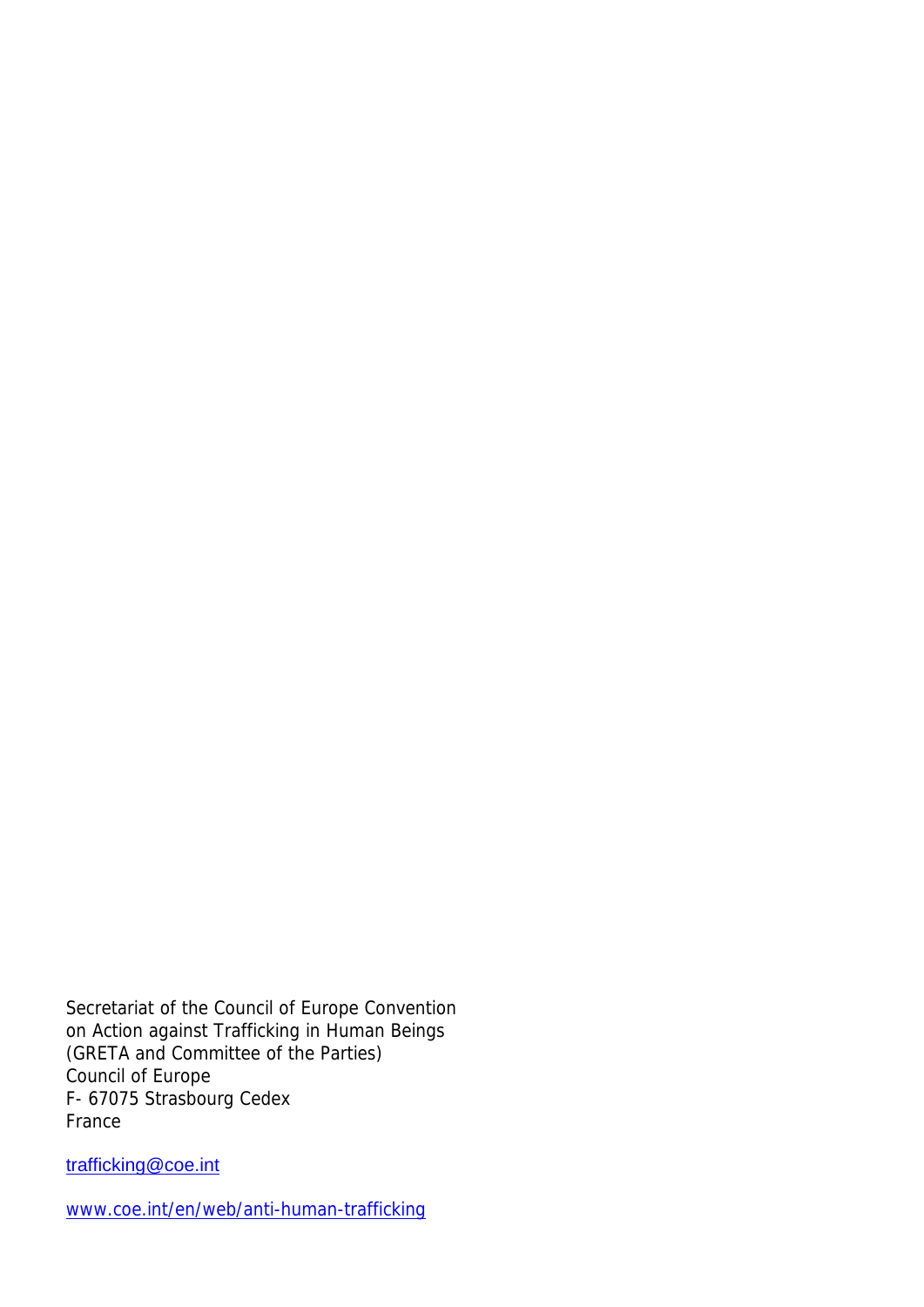Secretariat of the Council of Europe Convention
on Action against Trafficking in Human Beings
(GRETA and Committee of the Parties)
Council of Europe
F- 67075 Strasbourg Cedex
France

trafficking@coe.int

www.coe.int/en/web/anti-human-trafficking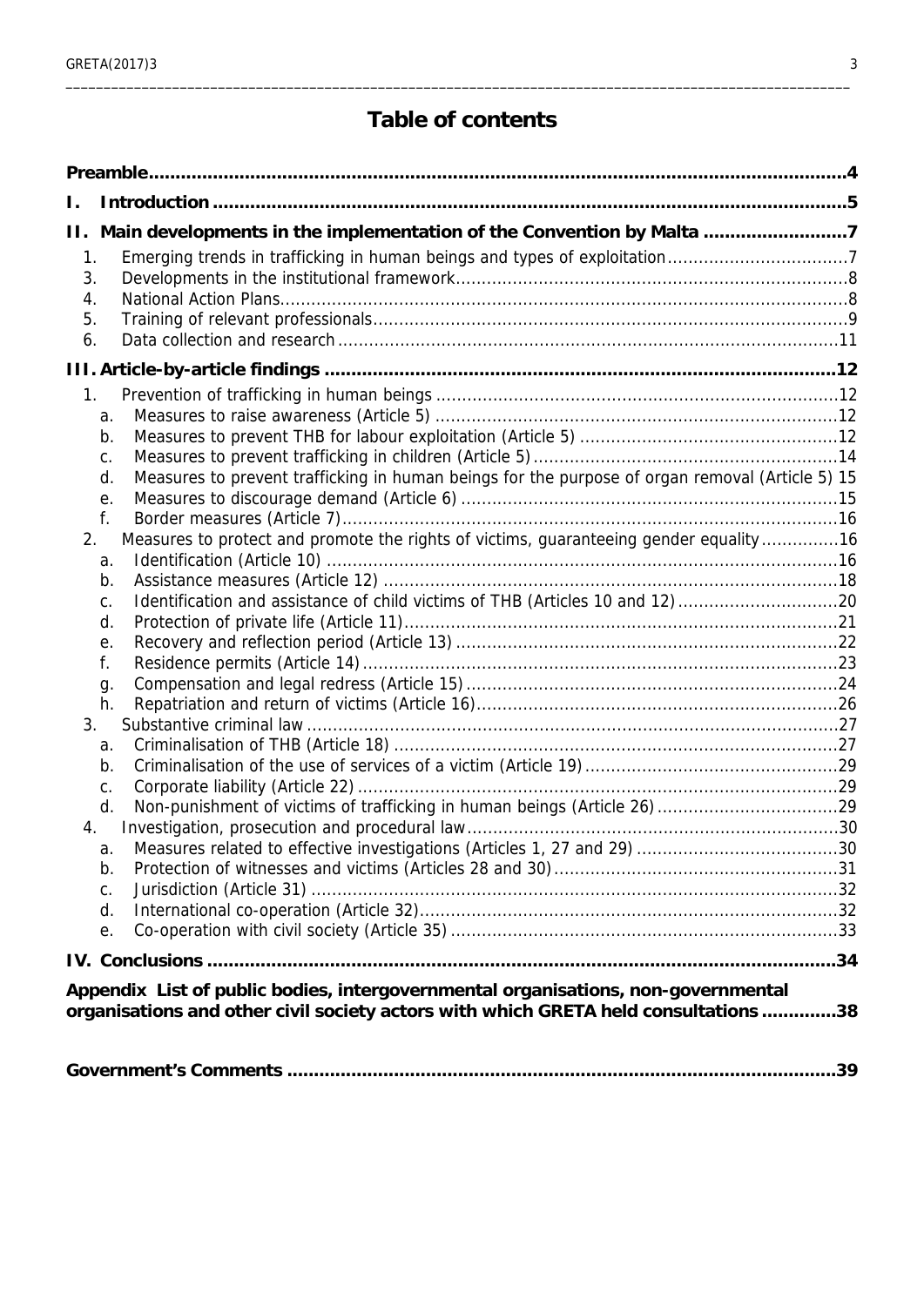# Table of contents

**Preamble** ..... 4

**I. Introduction** ..... 5

**II. Main developments in the implementation of the Convention by Malta** ..... 7

1. Emerging trends in trafficking in human beings and types of exploitation ..... 7
3. Developments in the institutional framework ..... 8
4. National Action Plans ..... 8
5. Training of relevant professionals ..... 9
6. Data collection and research ..... 11

**III. Article-by-article findings** ..... 12

1. Prevention of trafficking in human beings ..... 12
   - a. Measures to raise awareness (Article 5) ..... 12
   - b. Measures to prevent THB for labour exploitation (Article 5) ..... 12
   - c. Measures to prevent trafficking in children (Article 5) ..... 14
   - d. Measures to prevent trafficking in human beings for the purpose of organ removal (Article 5) 15
   - e. Measures to discourage demand (Article 6) ..... 15
   - f. Border measures (Article 7) ..... 16
2. Measures to protect and promote the rights of victims, guaranteeing gender equality ..... 16
   - a. Identification (Article 10) ..... 16
   - b. Assistance measures (Article 12) ..... 18
   - c. Identification and assistance of child victims of THB (Articles 10 and 12) ..... 20
   - d. Protection of private life (Article 11) ..... 21
   - e. Recovery and reflection period (Article 13) ..... 22
   - f. Residence permits (Article 14) ..... 23
   - g. Compensation and legal redress (Article 15) ..... 24
   - h. Repatriation and return of victims (Article 16) ..... 26
3. Substantive criminal law ..... 27
   - a. Criminalisation of THB (Article 18) ..... 27
   - b. Criminalisation of the use of services of a victim (Article 19) ..... 29
   - c. Corporate liability (Article 22) ..... 29
   - d. Non-punishment of victims of trafficking in human beings (Article 26) ..... 29
4. Investigation, prosecution and procedural law ..... 30
   - a. Measures related to effective investigations (Articles 1, 27 and 29) ..... 30
   - b. Protection of witnesses and victims (Articles 28 and 30) ..... 31
   - c. Jurisdiction (Article 31) ..... 32
   - d. International co-operation (Article 32) ..... 32
   - e. Co-operation with civil society (Article 35) ..... 33

**IV. Conclusions** ..... 34

**Appendix List of public bodies, intergovernmental organisations, non-governmental organisations and other civil society actors with which GRETA held consultations** ..... 38

**Government's Comments** ..... 39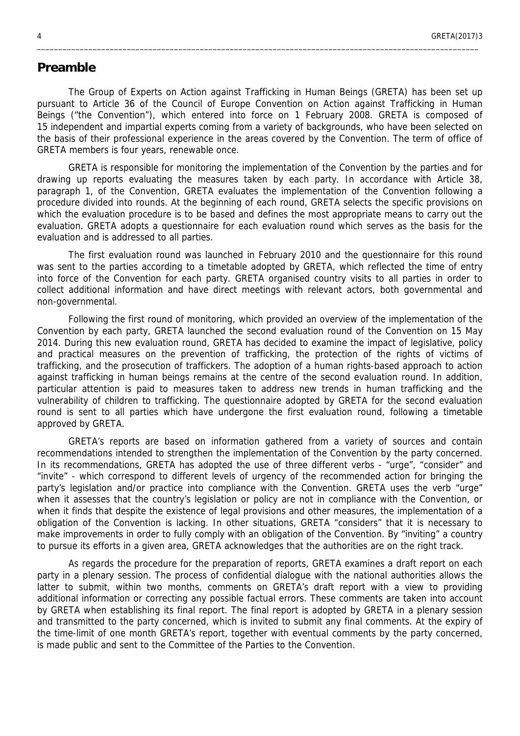## Preamble

The Group of Experts on Action against Trafficking in Human Beings (GRETA) has been set up pursuant to Article 36 of the Council of Europe Convention on Action against Trafficking in Human Beings ("the Convention"), which entered into force on 1 February 2008. GRETA is composed of 15 independent and impartial experts coming from a variety of backgrounds, who have been selected on the basis of their professional experience in the areas covered by the Convention. The term of office of GRETA members is four years, renewable once.

GRETA is responsible for monitoring the implementation of the Convention by the parties and for drawing up reports evaluating the measures taken by each party. In accordance with Article 38, paragraph 1, of the Convention, GRETA evaluates the implementation of the Convention following a procedure divided into rounds. At the beginning of each round, GRETA selects the specific provisions on which the evaluation procedure is to be based and defines the most appropriate means to carry out the evaluation. GRETA adopts a questionnaire for each evaluation round which serves as the basis for the evaluation and is addressed to all parties.

The first evaluation round was launched in February 2010 and the questionnaire for this round was sent to the parties according to a timetable adopted by GRETA, which reflected the time of entry into force of the Convention for each party. GRETA organised country visits to all parties in order to collect additional information and have direct meetings with relevant actors, both governmental and non-governmental.

Following the first round of monitoring, which provided an overview of the implementation of the Convention by each party, GRETA launched the second evaluation round of the Convention on 15 May 2014. During this new evaluation round, GRETA has decided to examine the impact of legislative, policy and practical measures on the prevention of trafficking, the protection of the rights of victims of trafficking, and the prosecution of traffickers. The adoption of a human rights-based approach to action against trafficking in human beings remains at the centre of the second evaluation round. In addition, particular attention is paid to measures taken to address new trends in human trafficking and the vulnerability of children to trafficking. The questionnaire adopted by GRETA for the second evaluation round is sent to all parties which have undergone the first evaluation round, following a timetable approved by GRETA.

GRETA's reports are based on information gathered from a variety of sources and contain recommendations intended to strengthen the implementation of the Convention by the party concerned. In its recommendations, GRETA has adopted the use of three different verbs - "urge", "consider" and "invite" - which correspond to different levels of urgency of the recommended action for bringing the party's legislation and/or practice into compliance with the Convention. GRETA uses the verb "urge" when it assesses that the country's legislation or policy are not in compliance with the Convention, or when it finds that despite the existence of legal provisions and other measures, the implementation of a obligation of the Convention is lacking. In other situations, GRETA "considers" that it is necessary to make improvements in order to fully comply with an obligation of the Convention. By "inviting" a country to pursue its efforts in a given area, GRETA acknowledges that the authorities are on the right track.

As regards the procedure for the preparation of reports, GRETA examines a draft report on each party in a plenary session. The process of confidential dialogue with the national authorities allows the latter to submit, within two months, comments on GRETA's draft report with a view to providing additional information or correcting any possible factual errors. These comments are taken into account by GRETA when establishing its final report. The final report is adopted by GRETA in a plenary session and transmitted to the party concerned, which is invited to submit any final comments. At the expiry of the time-limit of one month GRETA's report, together with eventual comments by the party concerned, is made public and sent to the Committee of the Parties to the Convention.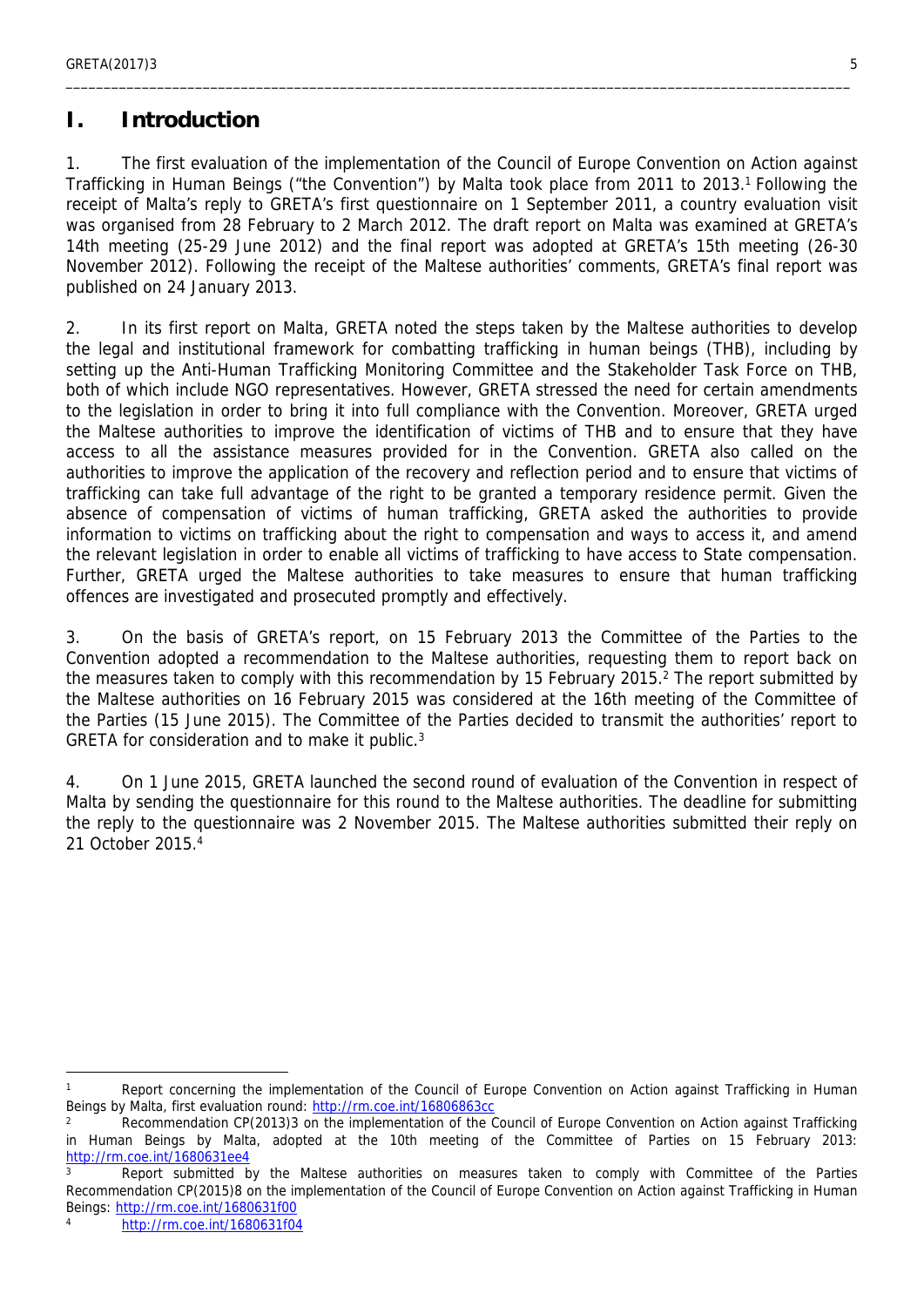# I. Introduction

1. The first evaluation of the implementation of the Council of Europe Convention on Action against Trafficking in Human Beings ("the Convention") by Malta took place from 2011 to 2013.[1] Following the receipt of Malta's reply to GRETA's first questionnaire on 1 September 2011, a country evaluation visit was organised from 28 February to 2 March 2012. The draft report on Malta was examined at GRETA's 14th meeting (25-29 June 2012) and the final report was adopted at GRETA's 15th meeting (26-30 November 2012). Following the receipt of the Maltese authorities' comments, GRETA's final report was published on 24 January 2013.

2. In its first report on Malta, GRETA noted the steps taken by the Maltese authorities to develop the legal and institutional framework for combatting trafficking in human beings (THB), including by setting up the Anti-Human Trafficking Monitoring Committee and the Stakeholder Task Force on THB, both of which include NGO representatives. However, GRETA stressed the need for certain amendments to the legislation in order to bring it into full compliance with the Convention. Moreover, GRETA urged the Maltese authorities to improve the identification of victims of THB and to ensure that they have access to all the assistance measures provided for in the Convention. GRETA also called on the authorities to improve the application of the recovery and reflection period and to ensure that victims of trafficking can take full advantage of the right to be granted a temporary residence permit. Given the absence of compensation of victims of human trafficking, GRETA asked the authorities to provide information to victims on trafficking about the right to compensation and ways to access it, and amend the relevant legislation in order to enable all victims of trafficking to have access to State compensation. Further, GRETA urged the Maltese authorities to take measures to ensure that human trafficking offences are investigated and prosecuted promptly and effectively.

3. On the basis of GRETA's report, on 15 February 2013 the Committee of the Parties to the Convention adopted a recommendation to the Maltese authorities, requesting them to report back on the measures taken to comply with this recommendation by 15 February 2015.[2] The report submitted by the Maltese authorities on 16 February 2015 was considered at the 16th meeting of the Committee of the Parties (15 June 2015). The Committee of the Parties decided to transmit the authorities' report to GRETA for consideration and to make it public.[3]

4. On 1 June 2015, GRETA launched the second round of evaluation of the Convention in respect of Malta by sending the questionnaire for this round to the Maltese authorities. The deadline for submitting the reply to the questionnaire was 2 November 2015. The Maltese authorities submitted their reply on 21 October 2015.[4]

---

[1] Report concerning the implementation of the Council of Europe Convention on Action against Trafficking in Human Beings by Malta, first evaluation round: http://rm.coe.int/16806863cc

[2] Recommendation CP(2013)3 on the implementation of the Council of Europe Convention on Action against Trafficking in Human Beings by Malta, adopted at the 10th meeting of the Committee of Parties on 15 February 2013: http://rm.coe.int/1680631ee4

[3] Report submitted by the Maltese authorities on measures taken to comply with Committee of the Parties Recommendation CP(2015)8 on the implementation of the Council of Europe Convention on Action against Trafficking in Human Beings: http://rm.coe.int/1680631f00

[4] http://rm.coe.int/1680631f04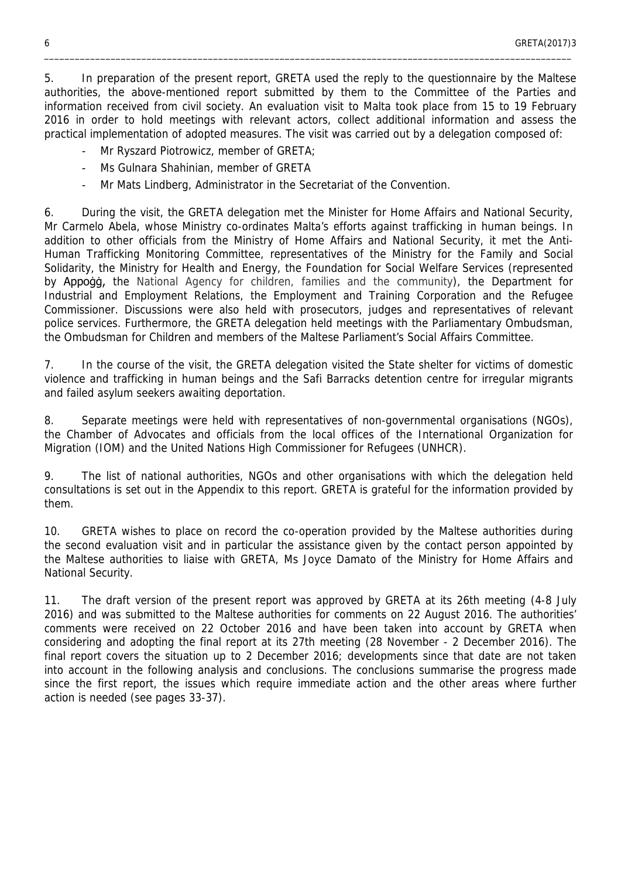5. In preparation of the present report, GRETA used the reply to the questionnaire by the Maltese authorities, the above-mentioned report submitted by them to the Committee of the Parties and information received from civil society. An evaluation visit to Malta took place from 15 to 19 February 2016 in order to hold meetings with relevant actors, collect additional information and assess the practical implementation of adopted measures. The visit was carried out by a delegation composed of:

- Mr Ryszard Piotrowicz, member of GRETA;
- Ms Gulnara Shahinian, member of GRETA
- Mr Mats Lindberg, Administrator in the Secretariat of the Convention.

6. During the visit, the GRETA delegation met the Minister for Home Affairs and National Security, Mr Carmelo Abela, whose Ministry co-ordinates Malta's efforts against trafficking in human beings. In addition to other officials from the Ministry of Home Affairs and National Security, it met the Anti-Human Trafficking Monitoring Committee, representatives of the Ministry for the Family and Social Solidarity, the Ministry for Health and Energy, the Foundation for Social Welfare Services (represented by Appoġġ, the National Agency for children, families and the community), the Department for Industrial and Employment Relations, the Employment and Training Corporation and the Refugee Commissioner. Discussions were also held with prosecutors, judges and representatives of relevant police services. Furthermore, the GRETA delegation held meetings with the Parliamentary Ombudsman, the Ombudsman for Children and members of the Maltese Parliament's Social Affairs Committee.

7. In the course of the visit, the GRETA delegation visited the State shelter for victims of domestic violence and trafficking in human beings and the Safi Barracks detention centre for irregular migrants and failed asylum seekers awaiting deportation.

8. Separate meetings were held with representatives of non-governmental organisations (NGOs), the Chamber of Advocates and officials from the local offices of the International Organization for Migration (IOM) and the United Nations High Commissioner for Refugees (UNHCR).

9. The list of national authorities, NGOs and other organisations with which the delegation held consultations is set out in the Appendix to this report. GRETA is grateful for the information provided by them.

10. GRETA wishes to place on record the co-operation provided by the Maltese authorities during the second evaluation visit and in particular the assistance given by the contact person appointed by the Maltese authorities to liaise with GRETA, Ms Joyce Damato of the Ministry for Home Affairs and National Security.

11. The draft version of the present report was approved by GRETA at its 26th meeting (4-8 July 2016) and was submitted to the Maltese authorities for comments on 22 August 2016. The authorities' comments were received on 22 October 2016 and have been taken into account by GRETA when considering and adopting the final report at its 27th meeting (28 November - 2 December 2016). The final report covers the situation up to 2 December 2016; developments since that date are not taken into account in the following analysis and conclusions. The conclusions summarise the progress made since the first report, the issues which require immediate action and the other areas where further action is needed (see pages 33-37).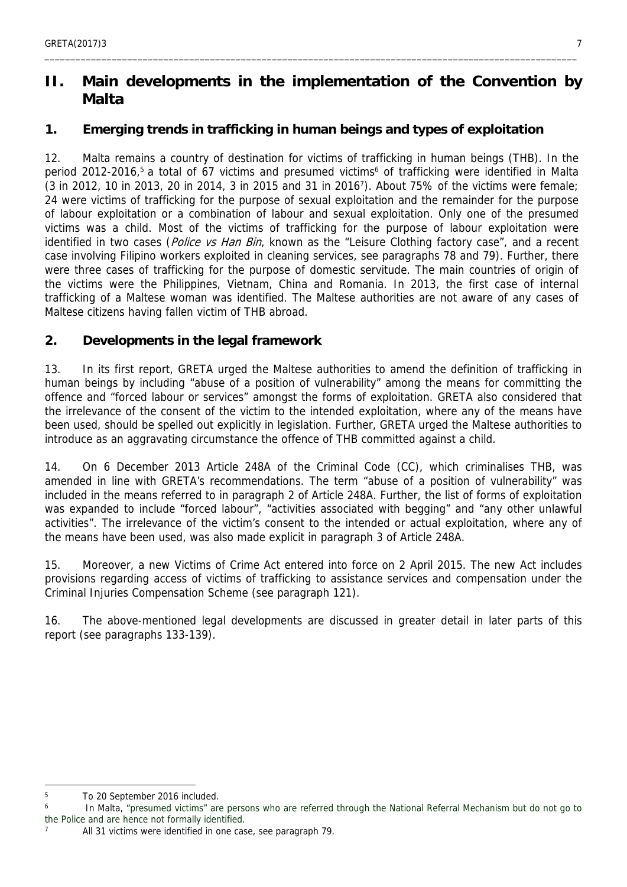# II. Main developments in the implementation of the Convention by Malta

## 1. Emerging trends in trafficking in human beings and types of exploitation

12. Malta remains a country of destination for victims of trafficking in human beings (THB). In the period 2012-2016,[5] a total of 67 victims and presumed victims[6] of trafficking were identified in Malta (3 in 2012, 10 in 2013, 20 in 2014, 3 in 2015 and 31 in 2016[7]). About 75% of the victims were female; 24 were victims of trafficking for the purpose of sexual exploitation and the remainder for the purpose of labour exploitation or a combination of labour and sexual exploitation. Only one of the presumed victims was a child. Most of the victims of trafficking for the purpose of labour exploitation were identified in two cases (*Police vs Han Bin*, known as the "Leisure Clothing factory case", and a recent case involving Filipino workers exploited in cleaning services, see paragraphs 78 and 79). Further, there were three cases of trafficking for the purpose of domestic servitude. The main countries of origin of the victims were the Philippines, Vietnam, China and Romania. In 2013, the first case of internal trafficking of a Maltese woman was identified. The Maltese authorities are not aware of any cases of Maltese citizens having fallen victim of THB abroad.

## 2. Developments in the legal framework

13. In its first report, GRETA urged the Maltese authorities to amend the definition of trafficking in human beings by including "abuse of a position of vulnerability" among the means for committing the offence and "forced labour or services" amongst the forms of exploitation. GRETA also considered that the irrelevance of the consent of the victim to the intended exploitation, where any of the means have been used, should be spelled out explicitly in legislation. Further, GRETA urged the Maltese authorities to introduce as an aggravating circumstance the offence of THB committed against a child.

14. On 6 December 2013 Article 248A of the Criminal Code (CC), which criminalises THB, was amended in line with GRETA's recommendations. The term "abuse of a position of vulnerability" was included in the means referred to in paragraph 2 of Article 248A. Further, the list of forms of exploitation was expanded to include "forced labour", "activities associated with begging" and "any other unlawful activities". The irrelevance of the victim's consent to the intended or actual exploitation, where any of the means have been used, was also made explicit in paragraph 3 of Article 248A.

15. Moreover, a new Victims of Crime Act entered into force on 2 April 2015. The new Act includes provisions regarding access of victims of trafficking to assistance services and compensation under the Criminal Injuries Compensation Scheme (see paragraph 121).

16. The above-mentioned legal developments are discussed in greater detail in later parts of this report (see paragraphs 133-139).

---

[5] To 20 September 2016 included.

[6] In Malta, "presumed victims" are persons who are referred through the National Referral Mechanism but do not go to the Police and are hence not formally identified.

[7] All 31 victims were identified in one case, see paragraph 79.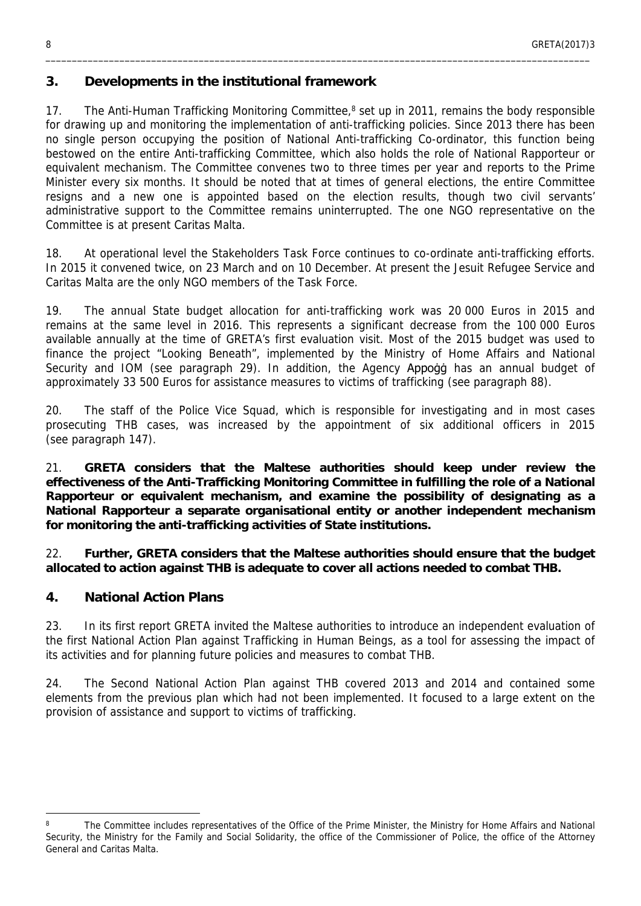## 3. Developments in the institutional framework

17. The Anti-Human Trafficking Monitoring Committee,[8] set up in 2011, remains the body responsible for drawing up and monitoring the implementation of anti-trafficking policies. Since 2013 there has been no single person occupying the position of National Anti-trafficking Co-ordinator, this function being bestowed on the entire Anti-trafficking Committee, which also holds the role of National Rapporteur or equivalent mechanism. The Committee convenes two to three times per year and reports to the Prime Minister every six months. It should be noted that at times of general elections, the entire Committee resigns and a new one is appointed based on the election results, though two civil servants' administrative support to the Committee remains uninterrupted. The one NGO representative on the Committee is at present Caritas Malta.

18. At operational level the Stakeholders Task Force continues to co-ordinate anti-trafficking efforts. In 2015 it convened twice, on 23 March and on 10 December. At present the Jesuit Refugee Service and Caritas Malta are the only NGO members of the Task Force.

19. The annual State budget allocation for anti-trafficking work was 20 000 Euros in 2015 and remains at the same level in 2016. This represents a significant decrease from the 100 000 Euros available annually at the time of GRETA's first evaluation visit. Most of the 2015 budget was used to finance the project "Looking Beneath", implemented by the Ministry of Home Affairs and National Security and IOM (see paragraph 29). In addition, the Agency Appoġġ has an annual budget of approximately 33 500 Euros for assistance measures to victims of trafficking (see paragraph 88).

20. The staff of the Police Vice Squad, which is responsible for investigating and in most cases prosecuting THB cases, was increased by the appointment of six additional officers in 2015 (see paragraph 147).

21. **GRETA considers that the Maltese authorities should keep under review the effectiveness of the Anti-Trafficking Monitoring Committee in fulfilling the role of a National Rapporteur or equivalent mechanism, and examine the possibility of designating as a National Rapporteur a separate organisational entity or another independent mechanism for monitoring the anti-trafficking activities of State institutions.**

22. **Further, GRETA considers that the Maltese authorities should ensure that the budget allocated to action against THB is adequate to cover all actions needed to combat THB.**

## 4. National Action Plans

23. In its first report GRETA invited the Maltese authorities to introduce an independent evaluation of the first National Action Plan against Trafficking in Human Beings, as a tool for assessing the impact of its activities and for planning future policies and measures to combat THB.

24. The Second National Action Plan against THB covered 2013 and 2014 and contained some elements from the previous plan which had not been implemented. It focused to a large extent on the provision of assistance and support to victims of trafficking.

---

[8] The Committee includes representatives of the Office of the Prime Minister, the Ministry for Home Affairs and National Security, the Ministry for the Family and Social Solidarity, the office of the Commissioner of Police, the office of the Attorney General and Caritas Malta.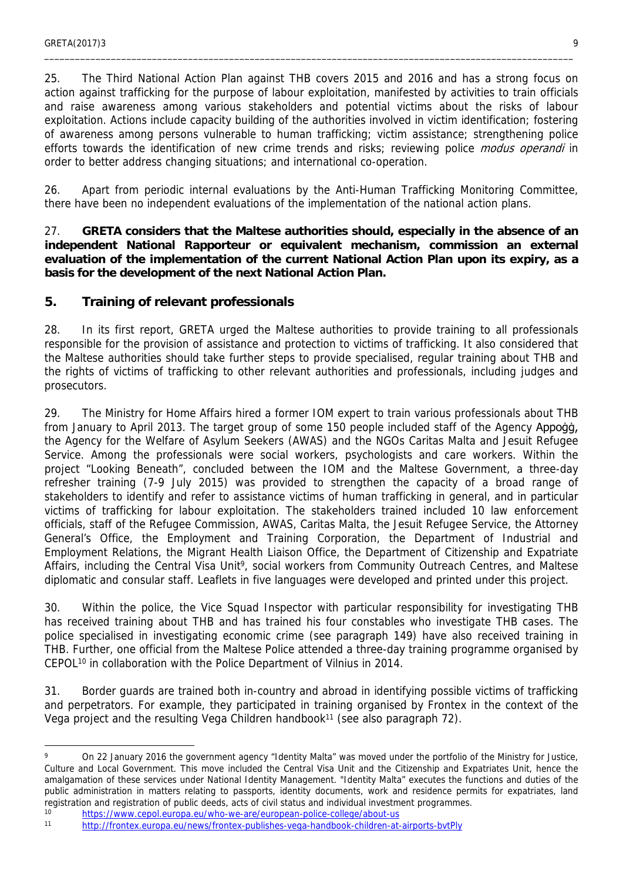25. The Third National Action Plan against THB covers 2015 and 2016 and has a strong focus on action against trafficking for the purpose of labour exploitation, manifested by activities to train officials and raise awareness among various stakeholders and potential victims about the risks of labour exploitation. Actions include capacity building of the authorities involved in victim identification; fostering of awareness among persons vulnerable to human trafficking; victim assistance; strengthening police efforts towards the identification of new crime trends and risks; reviewing police *modus operandi* in order to better address changing situations; and international co-operation.

26. Apart from periodic internal evaluations by the Anti-Human Trafficking Monitoring Committee, there have been no independent evaluations of the implementation of the national action plans.

27. **GRETA considers that the Maltese authorities should, especially in the absence of an independent National Rapporteur or equivalent mechanism, commission an external evaluation of the implementation of the current National Action Plan upon its expiry, as a basis for the development of the next National Action Plan.**

## 5. Training of relevant professionals

28. In its first report, GRETA urged the Maltese authorities to provide training to all professionals responsible for the provision of assistance and protection to victims of trafficking. It also considered that the Maltese authorities should take further steps to provide specialised, regular training about THB and the rights of victims of trafficking to other relevant authorities and professionals, including judges and prosecutors.

29. The Ministry for Home Affairs hired a former IOM expert to train various professionals about THB from January to April 2013. The target group of some 150 people included staff of the Agency Appoġġ, the Agency for the Welfare of Asylum Seekers (AWAS) and the NGOs Caritas Malta and Jesuit Refugee Service. Among the professionals were social workers, psychologists and care workers. Within the project "Looking Beneath", concluded between the IOM and the Maltese Government, a three-day refresher training (7-9 July 2015) was provided to strengthen the capacity of a broad range of stakeholders to identify and refer to assistance victims of human trafficking in general, and in particular victims of trafficking for labour exploitation. The stakeholders trained included 10 law enforcement officials, staff of the Refugee Commission, AWAS, Caritas Malta, the Jesuit Refugee Service, the Attorney General's Office, the Employment and Training Corporation, the Department of Industrial and Employment Relations, the Migrant Health Liaison Office, the Department of Citizenship and Expatriate Affairs, including the Central Visa Unit[9], social workers from Community Outreach Centres, and Maltese diplomatic and consular staff. Leaflets in five languages were developed and printed under this project.

30. Within the police, the Vice Squad Inspector with particular responsibility for investigating THB has received training about THB and has trained his four constables who investigate THB cases. The police specialised in investigating economic crime (see paragraph 149) have also received training in THB. Further, one official from the Maltese Police attended a three-day training programme organised by CEPOL[10] in collaboration with the Police Department of Vilnius in 2014.

31. Border guards are trained both in-country and abroad in identifying possible victims of trafficking and perpetrators. For example, they participated in training organised by Frontex in the context of the Vega project and the resulting Vega Children handbook[11] (see also paragraph 72).

---

[9] On 22 January 2016 the government agency "Identity Malta" was moved under the portfolio of the Ministry for Justice, Culture and Local Government. This move included the Central Visa Unit and the Citizenship and Expatriates Unit, hence the amalgamation of these services under National Identity Management. "Identity Malta" executes the functions and duties of the public administration in matters relating to passports, identity documents, work and residence permits for expatriates, land registration and registration of public deeds, acts of civil status and individual investment programmes.

[10] https://www.cepol.europa.eu/who-we-are/european-police-college/about-us

[11] http://frontex.europa.eu/news/frontex-publishes-vega-handbook-children-at-airports-bvtPly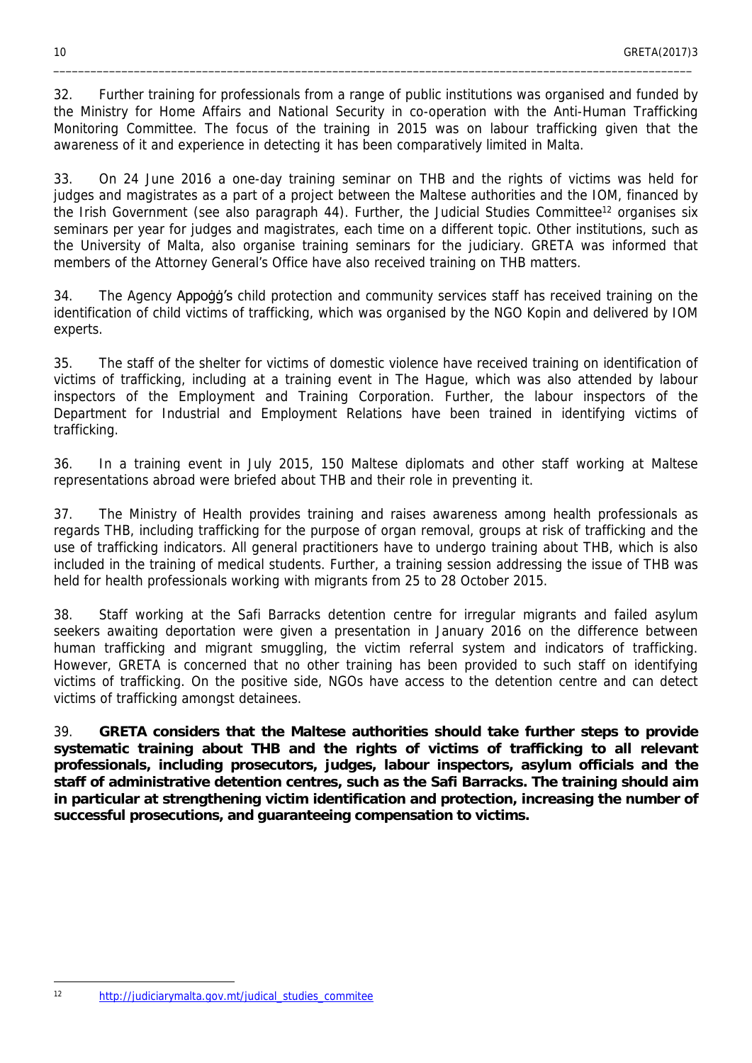32. Further training for professionals from a range of public institutions was organised and funded by the Ministry for Home Affairs and National Security in co-operation with the Anti-Human Trafficking Monitoring Committee. The focus of the training in 2015 was on labour trafficking given that the awareness of it and experience in detecting it has been comparatively limited in Malta.

33. On 24 June 2016 a one-day training seminar on THB and the rights of victims was held for judges and magistrates as a part of a project between the Maltese authorities and the IOM, financed by the Irish Government (see also paragraph 44). Further, the Judicial Studies Committee[12] organises six seminars per year for judges and magistrates, each time on a different topic. Other institutions, such as the University of Malta, also organise training seminars for the judiciary. GRETA was informed that members of the Attorney General's Office have also received training on THB matters.

34. The Agency Appoġġ's child protection and community services staff has received training on the identification of child victims of trafficking, which was organised by the NGO Kopin and delivered by IOM experts.

35. The staff of the shelter for victims of domestic violence have received training on identification of victims of trafficking, including at a training event in The Hague, which was also attended by labour inspectors of the Employment and Training Corporation. Further, the labour inspectors of the Department for Industrial and Employment Relations have been trained in identifying victims of trafficking.

36. In a training event in July 2015, 150 Maltese diplomats and other staff working at Maltese representations abroad were briefed about THB and their role in preventing it.

37. The Ministry of Health provides training and raises awareness among health professionals as regards THB, including trafficking for the purpose of organ removal, groups at risk of trafficking and the use of trafficking indicators. All general practitioners have to undergo training about THB, which is also included in the training of medical students. Further, a training session addressing the issue of THB was held for health professionals working with migrants from 25 to 28 October 2015.

38. Staff working at the Safi Barracks detention centre for irregular migrants and failed asylum seekers awaiting deportation were given a presentation in January 2016 on the difference between human trafficking and migrant smuggling, the victim referral system and indicators of trafficking. However, GRETA is concerned that no other training has been provided to such staff on identifying victims of trafficking. On the positive side, NGOs have access to the detention centre and can detect victims of trafficking amongst detainees.

39. **GRETA considers that the Maltese authorities should take further steps to provide systematic training about THB and the rights of victims of trafficking to all relevant professionals, including prosecutors, judges, labour inspectors, asylum officials and the staff of administrative detention centres, such as the Safi Barracks. The training should aim in particular at strengthening victim identification and protection, increasing the number of successful prosecutions, and guaranteeing compensation to victims.**

---

[12] http://judiciarymalta.gov.mt/judical_studies_commitee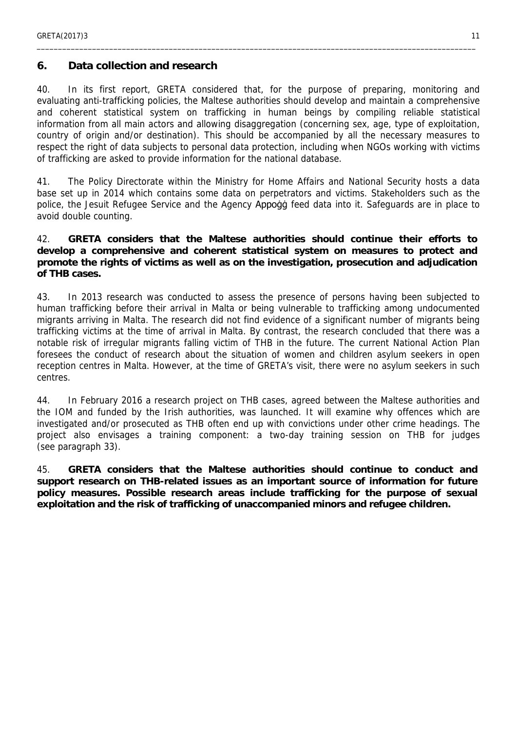## 6. Data collection and research

40. In its first report, GRETA considered that, for the purpose of preparing, monitoring and evaluating anti-trafficking policies, the Maltese authorities should develop and maintain a comprehensive and coherent statistical system on trafficking in human beings by compiling reliable statistical information from all main actors and allowing disaggregation (concerning sex, age, type of exploitation, country of origin and/or destination). This should be accompanied by all the necessary measures to respect the right of data subjects to personal data protection, including when NGOs working with victims of trafficking are asked to provide information for the national database.

41. The Policy Directorate within the Ministry for Home Affairs and National Security hosts a data base set up in 2014 which contains some data on perpetrators and victims. Stakeholders such as the police, the Jesuit Refugee Service and the Agency Appoġġ feed data into it. Safeguards are in place to avoid double counting.

42. **GRETA considers that the Maltese authorities should continue their efforts to develop a comprehensive and coherent statistical system on measures to protect and promote the rights of victims as well as on the investigation, prosecution and adjudication of THB cases.**

43. In 2013 research was conducted to assess the presence of persons having been subjected to human trafficking before their arrival in Malta or being vulnerable to trafficking among undocumented migrants arriving in Malta. The research did not find evidence of a significant number of migrants being trafficking victims at the time of arrival in Malta. By contrast, the research concluded that there was a notable risk of irregular migrants falling victim of THB in the future. The current National Action Plan foresees the conduct of research about the situation of women and children asylum seekers in open reception centres in Malta. However, at the time of GRETA's visit, there were no asylum seekers in such centres.

44. In February 2016 a research project on THB cases, agreed between the Maltese authorities and the IOM and funded by the Irish authorities, was launched. It will examine why offences which are investigated and/or prosecuted as THB often end up with convictions under other crime headings. The project also envisages a training component: a two-day training session on THB for judges (see paragraph 33).

45. **GRETA considers that the Maltese authorities should continue to conduct and support research on THB-related issues as an important source of information for future policy measures. Possible research areas include trafficking for the purpose of sexual exploitation and the risk of trafficking of unaccompanied minors and refugee children.**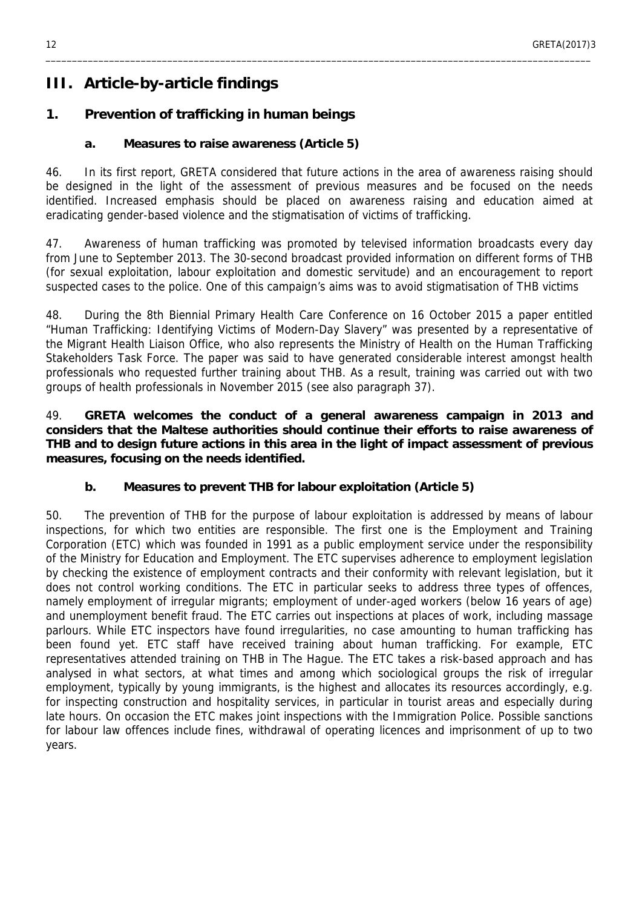# III. Article-by-article findings

## 1. Prevention of trafficking in human beings

### a. Measures to raise awareness (Article 5)

46. In its first report, GRETA considered that future actions in the area of awareness raising should be designed in the light of the assessment of previous measures and be focused on the needs identified. Increased emphasis should be placed on awareness raising and education aimed at eradicating gender-based violence and the stigmatisation of victims of trafficking.

47. Awareness of human trafficking was promoted by televised information broadcasts every day from June to September 2013. The 30-second broadcast provided information on different forms of THB (for sexual exploitation, labour exploitation and domestic servitude) and an encouragement to report suspected cases to the police. One of this campaign's aims was to avoid stigmatisation of THB victims

48. During the 8th Biennial Primary Health Care Conference on 16 October 2015 a paper entitled "Human Trafficking: Identifying Victims of Modern-Day Slavery" was presented by a representative of the Migrant Health Liaison Office, who also represents the Ministry of Health on the Human Trafficking Stakeholders Task Force. The paper was said to have generated considerable interest amongst health professionals who requested further training about THB. As a result, training was carried out with two groups of health professionals in November 2015 (see also paragraph 37).

49. **GRETA welcomes the conduct of a general awareness campaign in 2013 and considers that the Maltese authorities should continue their efforts to raise awareness of THB and to design future actions in this area in the light of impact assessment of previous measures, focusing on the needs identified.**

### b. Measures to prevent THB for labour exploitation (Article 5)

50. The prevention of THB for the purpose of labour exploitation is addressed by means of labour inspections, for which two entities are responsible. The first one is the Employment and Training Corporation (ETC) which was founded in 1991 as a public employment service under the responsibility of the Ministry for Education and Employment. The ETC supervises adherence to employment legislation by checking the existence of employment contracts and their conformity with relevant legislation, but it does not control working conditions. The ETC in particular seeks to address three types of offences, namely employment of irregular migrants; employment of under-aged workers (below 16 years of age) and unemployment benefit fraud. The ETC carries out inspections at places of work, including massage parlours. While ETC inspectors have found irregularities, no case amounting to human trafficking has been found yet. ETC staff have received training about human trafficking. For example, ETC representatives attended training on THB in The Hague. The ETC takes a risk-based approach and has analysed in what sectors, at what times and among which sociological groups the risk of irregular employment, typically by young immigrants, is the highest and allocates its resources accordingly, e.g. for inspecting construction and hospitality services, in particular in tourist areas and especially during late hours. On occasion the ETC makes joint inspections with the Immigration Police. Possible sanctions for labour law offences include fines, withdrawal of operating licences and imprisonment of up to two years.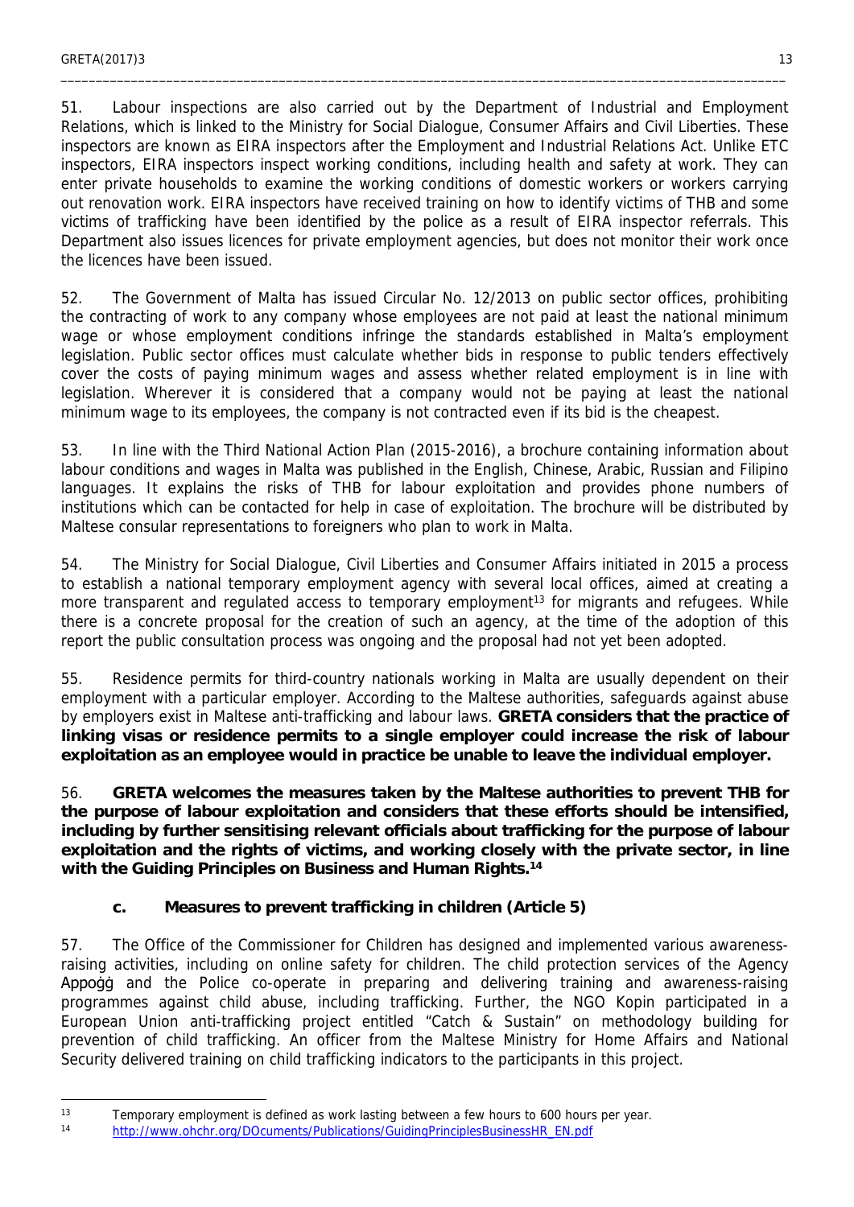51. Labour inspections are also carried out by the Department of Industrial and Employment Relations, which is linked to the Ministry for Social Dialogue, Consumer Affairs and Civil Liberties. These inspectors are known as EIRA inspectors after the Employment and Industrial Relations Act. Unlike ETC inspectors, EIRA inspectors inspect working conditions, including health and safety at work. They can enter private households to examine the working conditions of domestic workers or workers carrying out renovation work. EIRA inspectors have received training on how to identify victims of THB and some victims of trafficking have been identified by the police as a result of EIRA inspector referrals. This Department also issues licences for private employment agencies, but does not monitor their work once the licences have been issued.

52. The Government of Malta has issued Circular No. 12/2013 on public sector offices, prohibiting the contracting of work to any company whose employees are not paid at least the national minimum wage or whose employment conditions infringe the standards established in Malta's employment legislation. Public sector offices must calculate whether bids in response to public tenders effectively cover the costs of paying minimum wages and assess whether related employment is in line with legislation. Wherever it is considered that a company would not be paying at least the national minimum wage to its employees, the company is not contracted even if its bid is the cheapest.

53. In line with the Third National Action Plan (2015-2016), a brochure containing information about labour conditions and wages in Malta was published in the English, Chinese, Arabic, Russian and Filipino languages. It explains the risks of THB for labour exploitation and provides phone numbers of institutions which can be contacted for help in case of exploitation. The brochure will be distributed by Maltese consular representations to foreigners who plan to work in Malta.

54. The Ministry for Social Dialogue, Civil Liberties and Consumer Affairs initiated in 2015 a process to establish a national temporary employment agency with several local offices, aimed at creating a more transparent and regulated access to temporary employment[13] for migrants and refugees. While there is a concrete proposal for the creation of such an agency, at the time of the adoption of this report the public consultation process was ongoing and the proposal had not yet been adopted.

55. Residence permits for third-country nationals working in Malta are usually dependent on their employment with a particular employer. According to the Maltese authorities, safeguards against abuse by employers exist in Maltese anti-trafficking and labour laws. **GRETA considers that the practice of linking visas or residence permits to a single employer could increase the risk of labour exploitation as an employee would in practice be unable to leave the individual employer.**

56. **GRETA welcomes the measures taken by the Maltese authorities to prevent THB for the purpose of labour exploitation and considers that these efforts should be intensified, including by further sensitising relevant officials about trafficking for the purpose of labour exploitation and the rights of victims, and working closely with the private sector, in line with the Guiding Principles on Business and Human Rights.[14]**

### c. Measures to prevent trafficking in children (Article 5)

57. The Office of the Commissioner for Children has designed and implemented various awareness-raising activities, including on online safety for children. The child protection services of the Agency Appoġġ and the Police co-operate in preparing and delivering training and awareness-raising programmes against child abuse, including trafficking. Further, the NGO Kopin participated in a European Union anti-trafficking project entitled "Catch & Sustain" on methodology building for prevention of child trafficking. An officer from the Maltese Ministry for Home Affairs and National Security delivered training on child trafficking indicators to the participants in this project.

---

[13] Temporary employment is defined as work lasting between a few hours to 600 hours per year.

[14] http://www.ohchr.org/DOcuments/Publications/GuidingPrinciplesBusinessHR_EN.pdf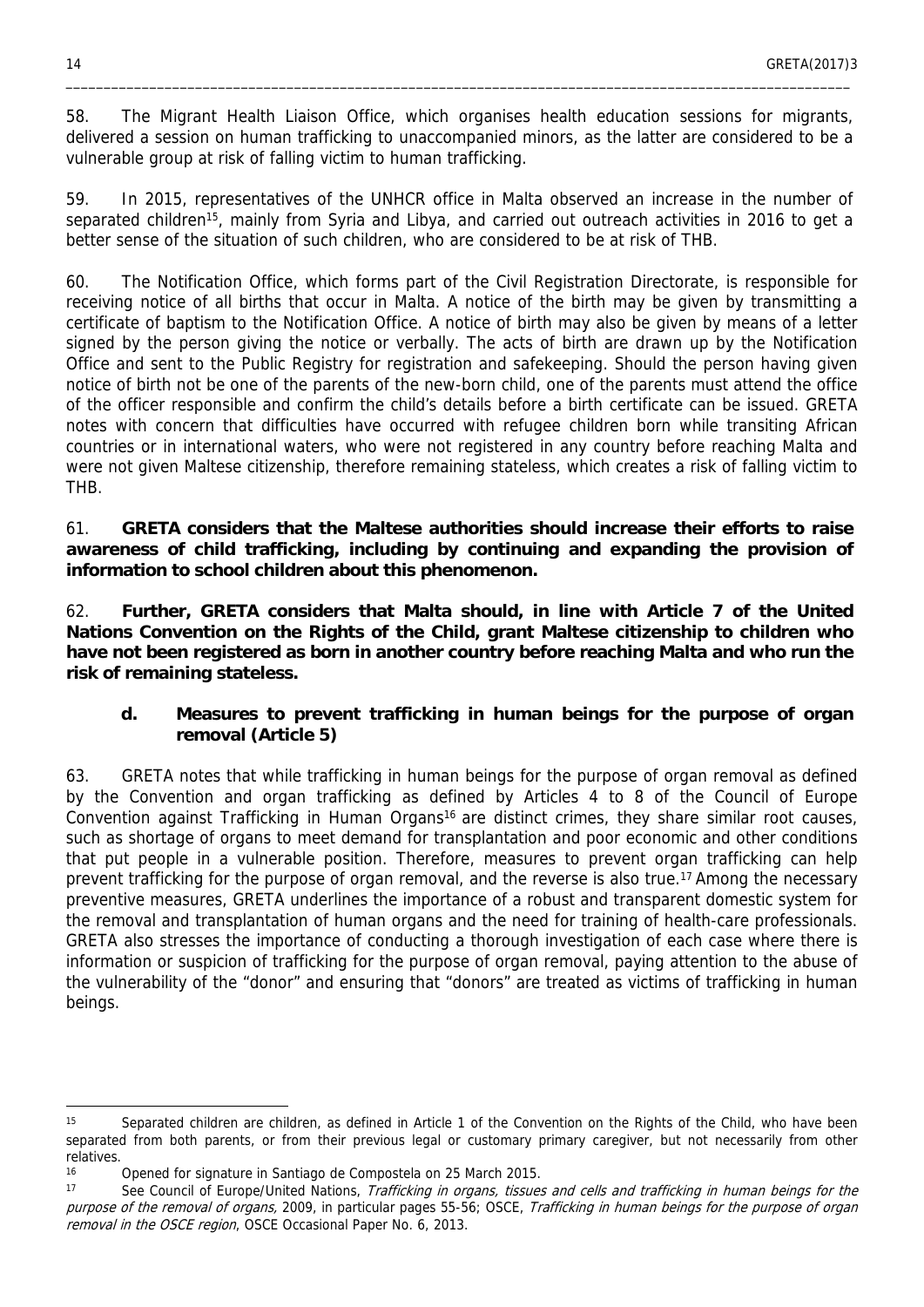58. The Migrant Health Liaison Office, which organises health education sessions for migrants, delivered a session on human trafficking to unaccompanied minors, as the latter are considered to be a vulnerable group at risk of falling victim to human trafficking.

59. In 2015, representatives of the UNHCR office in Malta observed an increase in the number of separated children[15], mainly from Syria and Libya, and carried out outreach activities in 2016 to get a better sense of the situation of such children, who are considered to be at risk of THB.

60. The Notification Office, which forms part of the Civil Registration Directorate, is responsible for receiving notice of all births that occur in Malta. A notice of the birth may be given by transmitting a certificate of baptism to the Notification Office. A notice of birth may also be given by means of a letter signed by the person giving the notice or verbally. The acts of birth are drawn up by the Notification Office and sent to the Public Registry for registration and safekeeping. Should the person having given notice of birth not be one of the parents of the new-born child, one of the parents must attend the office of the officer responsible and confirm the child's details before a birth certificate can be issued. GRETA notes with concern that difficulties have occurred with refugee children born while transiting African countries or in international waters, who were not registered in any country before reaching Malta and were not given Maltese citizenship, therefore remaining stateless, which creates a risk of falling victim to THB.

61. **GRETA considers that the Maltese authorities should increase their efforts to raise awareness of child trafficking, including by continuing and expanding the provision of information to school children about this phenomenon.**

62. **Further, GRETA considers that Malta should, in line with Article 7 of the United Nations Convention on the Rights of the Child, grant Maltese citizenship to children who have not been registered as born in another country before reaching Malta and who run the risk of remaining stateless.**

### d. Measures to prevent trafficking in human beings for the purpose of organ removal (Article 5)

63. GRETA notes that while trafficking in human beings for the purpose of organ removal as defined by the Convention and organ trafficking as defined by Articles 4 to 8 of the Council of Europe Convention against Trafficking in Human Organs[16] are distinct crimes, they share similar root causes, such as shortage of organs to meet demand for transplantation and poor economic and other conditions that put people in a vulnerable position. Therefore, measures to prevent organ trafficking can help prevent trafficking for the purpose of organ removal, and the reverse is also true.[17] Among the necessary preventive measures, GRETA underlines the importance of a robust and transparent domestic system for the removal and transplantation of human organs and the need for training of health-care professionals. GRETA also stresses the importance of conducting a thorough investigation of each case where there is information or suspicion of trafficking for the purpose of organ removal, paying attention to the abuse of the vulnerability of the "donor" and ensuring that "donors" are treated as victims of trafficking in human beings.

---

[15] Separated children are children, as defined in Article 1 of the Convention on the Rights of the Child, who have been separated from both parents, or from their previous legal or customary primary caregiver, but not necessarily from other relatives.

[16] Opened for signature in Santiago de Compostela on 25 March 2015.

[17] See Council of Europe/United Nations, *Trafficking in organs, tissues and cells and trafficking in human beings for the purpose of the removal of organs*, 2009, in particular pages 55-56; OSCE, *Trafficking in human beings for the purpose of organ removal in the OSCE region*, OSCE Occasional Paper No. 6, 2013.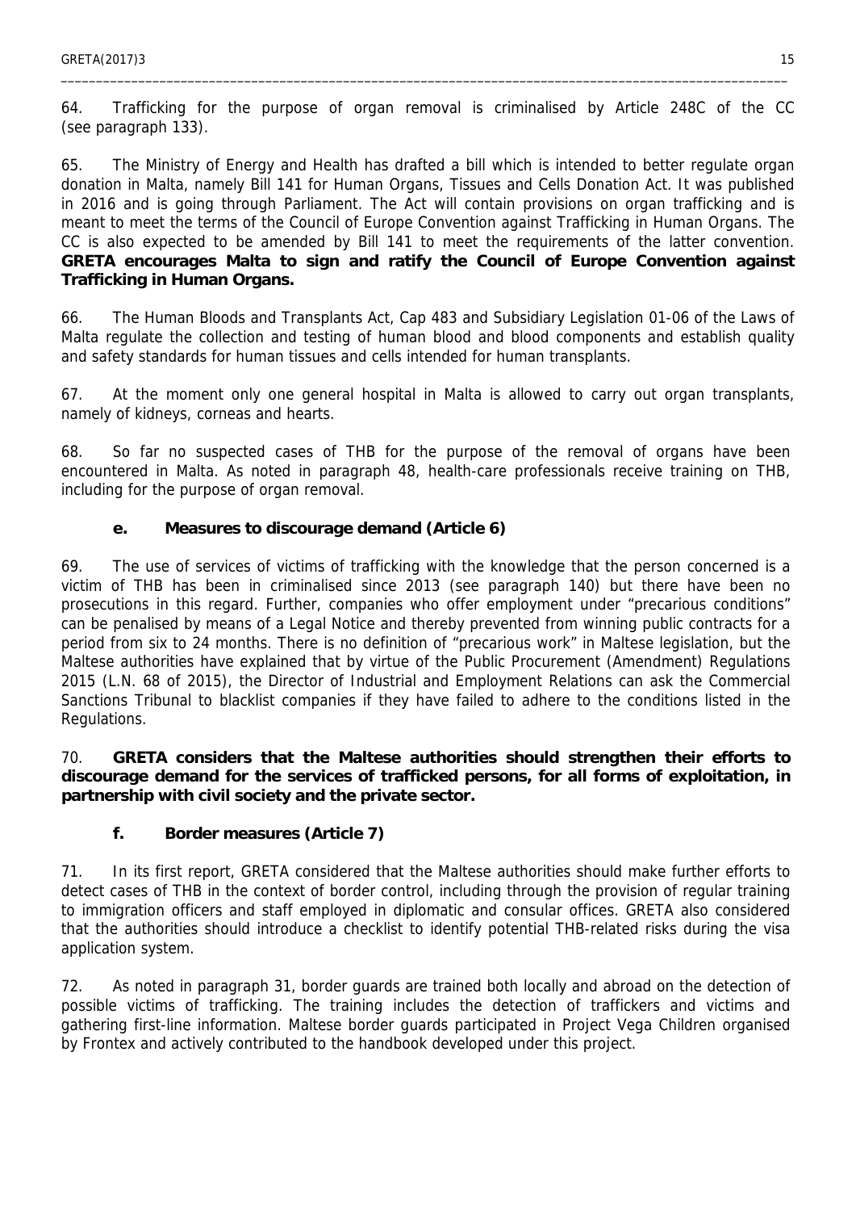64. Trafficking for the purpose of organ removal is criminalised by Article 248C of the CC (see paragraph 133).

65. The Ministry of Energy and Health has drafted a bill which is intended to better regulate organ donation in Malta, namely Bill 141 for Human Organs, Tissues and Cells Donation Act. It was published in 2016 and is going through Parliament. The Act will contain provisions on organ trafficking and is meant to meet the terms of the Council of Europe Convention against Trafficking in Human Organs. The CC is also expected to be amended by Bill 141 to meet the requirements of the latter convention. **GRETA encourages Malta to sign and ratify the Council of Europe Convention against Trafficking in Human Organs.**

66. The Human Bloods and Transplants Act, Cap 483 and Subsidiary Legislation 01-06 of the Laws of Malta regulate the collection and testing of human blood and blood components and establish quality and safety standards for human tissues and cells intended for human transplants.

67. At the moment only one general hospital in Malta is allowed to carry out organ transplants, namely of kidneys, corneas and hearts.

68. So far no suspected cases of THB for the purpose of the removal of organs have been encountered in Malta. As noted in paragraph 48, health-care professionals receive training on THB, including for the purpose of organ removal.

### e. Measures to discourage demand (Article 6)

69. The use of services of victims of trafficking with the knowledge that the person concerned is a victim of THB has been in criminalised since 2013 (see paragraph 140) but there have been no prosecutions in this regard. Further, companies who offer employment under "precarious conditions" can be penalised by means of a Legal Notice and thereby prevented from winning public contracts for a period from six to 24 months. There is no definition of "precarious work" in Maltese legislation, but the Maltese authorities have explained that by virtue of the Public Procurement (Amendment) Regulations 2015 (L.N. 68 of 2015), the Director of Industrial and Employment Relations can ask the Commercial Sanctions Tribunal to blacklist companies if they have failed to adhere to the conditions listed in the Regulations.

70. **GRETA considers that the Maltese authorities should strengthen their efforts to discourage demand for the services of trafficked persons, for all forms of exploitation, in partnership with civil society and the private sector.**

### f. Border measures (Article 7)

71. In its first report, GRETA considered that the Maltese authorities should make further efforts to detect cases of THB in the context of border control, including through the provision of regular training to immigration officers and staff employed in diplomatic and consular offices. GRETA also considered that the authorities should introduce a checklist to identify potential THB-related risks during the visa application system.

72. As noted in paragraph 31, border guards are trained both locally and abroad on the detection of possible victims of trafficking. The training includes the detection of traffickers and victims and gathering first-line information. Maltese border guards participated in Project Vega Children organised by Frontex and actively contributed to the handbook developed under this project.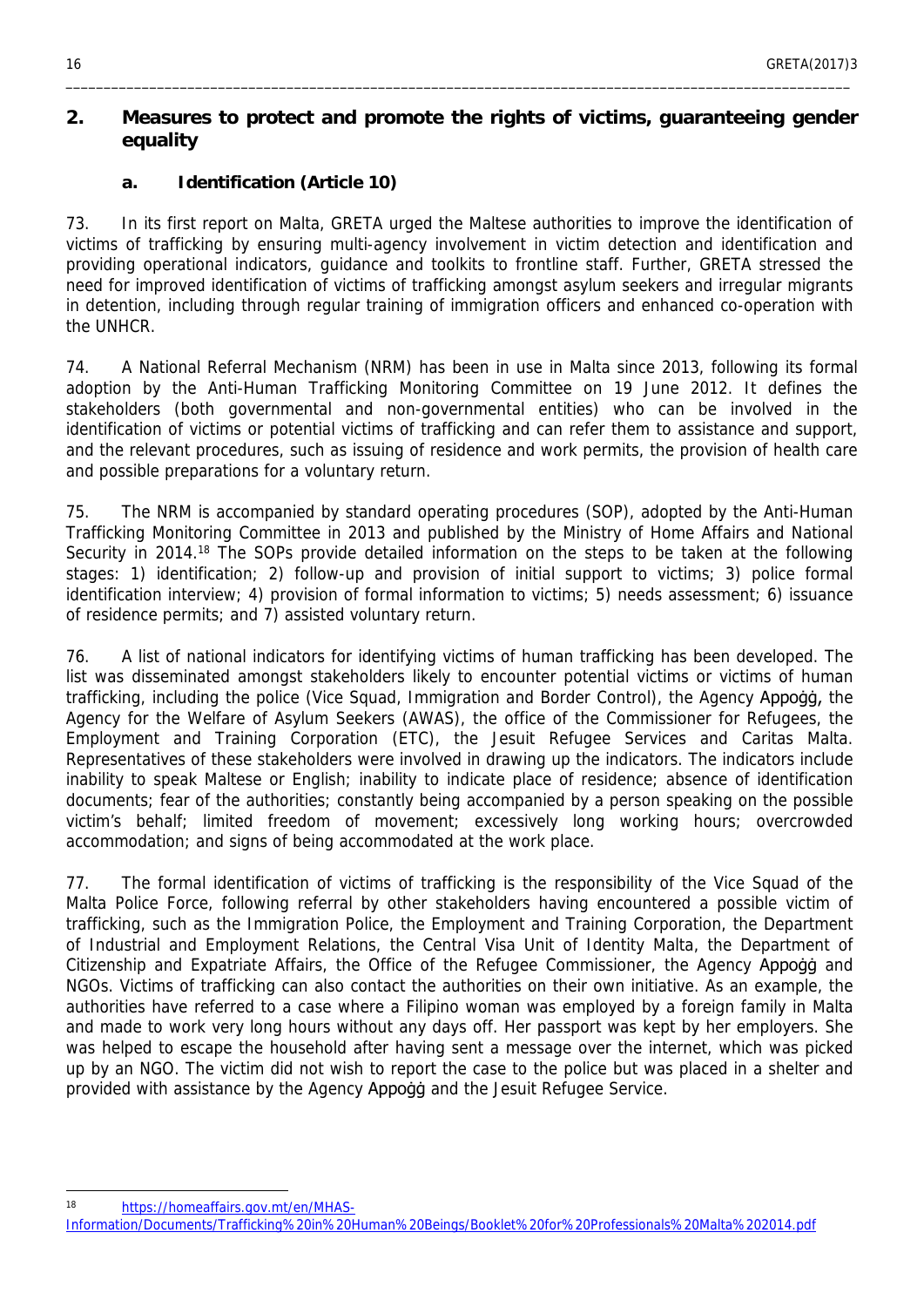## 2. Measures to protect and promote the rights of victims, guaranteeing gender equality

### a. Identification (Article 10)

73. In its first report on Malta, GRETA urged the Maltese authorities to improve the identification of victims of trafficking by ensuring multi-agency involvement in victim detection and identification and providing operational indicators, guidance and toolkits to frontline staff. Further, GRETA stressed the need for improved identification of victims of trafficking amongst asylum seekers and irregular migrants in detention, including through regular training of immigration officers and enhanced co-operation with the UNHCR.

74. A National Referral Mechanism (NRM) has been in use in Malta since 2013, following its formal adoption by the Anti-Human Trafficking Monitoring Committee on 19 June 2012. It defines the stakeholders (both governmental and non-governmental entities) who can be involved in the identification of victims or potential victims of trafficking and can refer them to assistance and support, and the relevant procedures, such as issuing of residence and work permits, the provision of health care and possible preparations for a voluntary return.

75. The NRM is accompanied by standard operating procedures (SOP), adopted by the Anti-Human Trafficking Monitoring Committee in 2013 and published by the Ministry of Home Affairs and National Security in 2014.[18] The SOPs provide detailed information on the steps to be taken at the following stages: 1) identification; 2) follow-up and provision of initial support to victims; 3) police formal identification interview; 4) provision of formal information to victims; 5) needs assessment; 6) issuance of residence permits; and 7) assisted voluntary return.

76. A list of national indicators for identifying victims of human trafficking has been developed. The list was disseminated amongst stakeholders likely to encounter potential victims or victims of human trafficking, including the police (Vice Squad, Immigration and Border Control), the Agency Appoġġ, the Agency for the Welfare of Asylum Seekers (AWAS), the office of the Commissioner for Refugees, the Employment and Training Corporation (ETC), the Jesuit Refugee Services and Caritas Malta. Representatives of these stakeholders were involved in drawing up the indicators. The indicators include inability to speak Maltese or English; inability to indicate place of residence; absence of identification documents; fear of the authorities; constantly being accompanied by a person speaking on the possible victim's behalf; limited freedom of movement; excessively long working hours; overcrowded accommodation; and signs of being accommodated at the work place.

77. The formal identification of victims of trafficking is the responsibility of the Vice Squad of the Malta Police Force, following referral by other stakeholders having encountered a possible victim of trafficking, such as the Immigration Police, the Employment and Training Corporation, the Department of Industrial and Employment Relations, the Central Visa Unit of Identity Malta, the Department of Citizenship and Expatriate Affairs, the Office of the Refugee Commissioner, the Agency Appoġġ and NGOs. Victims of trafficking can also contact the authorities on their own initiative. As an example, the authorities have referred to a case where a Filipino woman was employed by a foreign family in Malta and made to work very long hours without any days off. Her passport was kept by her employers. She was helped to escape the household after having sent a message over the internet, which was picked up by an NGO. The victim did not wish to report the case to the police but was placed in a shelter and provided with assistance by the Agency Appoġġ and the Jesuit Refugee Service.

---

[18] https://homeaffairs.gov.mt/en/MHAS-Information/Documents/Trafficking%20in%20Human%20Beings/Booklet%20for%20Professionals%20Malta%202014.pdf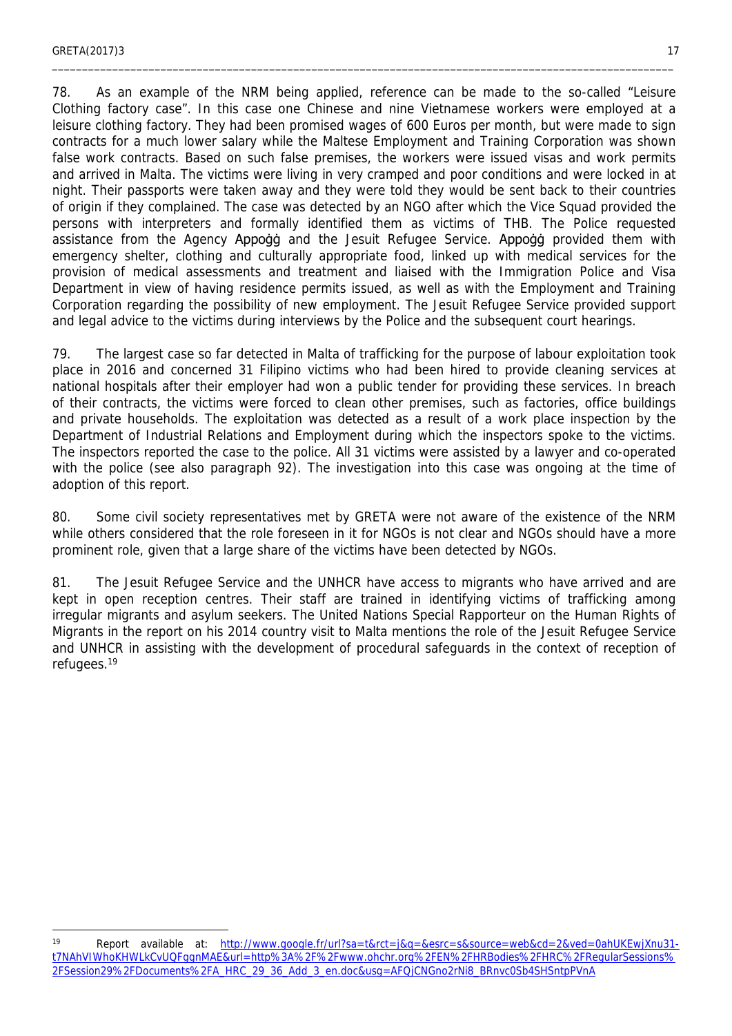78. As an example of the NRM being applied, reference can be made to the so-called "Leisure Clothing factory case". In this case one Chinese and nine Vietnamese workers were employed at a leisure clothing factory. They had been promised wages of 600 Euros per month, but were made to sign contracts for a much lower salary while the Maltese Employment and Training Corporation was shown false work contracts. Based on such false premises, the workers were issued visas and work permits and arrived in Malta. The victims were living in very cramped and poor conditions and were locked in at night. Their passports were taken away and they were told they would be sent back to their countries of origin if they complained. The case was detected by an NGO after which the Vice Squad provided the persons with interpreters and formally identified them as victims of THB. The Police requested assistance from the Agency Appoġġ and the Jesuit Refugee Service. Appoġġ provided them with emergency shelter, clothing and culturally appropriate food, linked up with medical services for the provision of medical assessments and treatment and liaised with the Immigration Police and Visa Department in view of having residence permits issued, as well as with the Employment and Training Corporation regarding the possibility of new employment. The Jesuit Refugee Service provided support and legal advice to the victims during interviews by the Police and the subsequent court hearings.

79. The largest case so far detected in Malta of trafficking for the purpose of labour exploitation took place in 2016 and concerned 31 Filipino victims who had been hired to provide cleaning services at national hospitals after their employer had won a public tender for providing these services. In breach of their contracts, the victims were forced to clean other premises, such as factories, office buildings and private households. The exploitation was detected as a result of a work place inspection by the Department of Industrial Relations and Employment during which the inspectors spoke to the victims. The inspectors reported the case to the police. All 31 victims were assisted by a lawyer and co-operated with the police (see also paragraph 92). The investigation into this case was ongoing at the time of adoption of this report.

80. Some civil society representatives met by GRETA were not aware of the existence of the NRM while others considered that the role foreseen in it for NGOs is not clear and NGOs should have a more prominent role, given that a large share of the victims have been detected by NGOs.

81. The Jesuit Refugee Service and the UNHCR have access to migrants who have arrived and are kept in open reception centres. Their staff are trained in identifying victims of trafficking among irregular migrants and asylum seekers. The United Nations Special Rapporteur on the Human Rights of Migrants in the report on his 2014 country visit to Malta mentions the role of the Jesuit Refugee Service and UNHCR in assisting with the development of procedural safeguards in the context of reception of refugees.[19]

---

[19] Report available at: http://www.google.fr/url?sa=t&rct=j&q=&esrc=s&source=web&cd=2&ved=0ahUKEwjXnu31-t7NAhVIWhoKHWLkCvUQFggnMAE&url=http%3A%2F%2Fwww.ohchr.org%2FEN%2FHRBodies%2FHRC%2FRegularSessions%2FSession29%2FDocuments%2FA_HRC_29_36_Add_3_en.doc&usg=AFQjCNGno2rNi8_BRnvc0Sb4SHSntpPVnA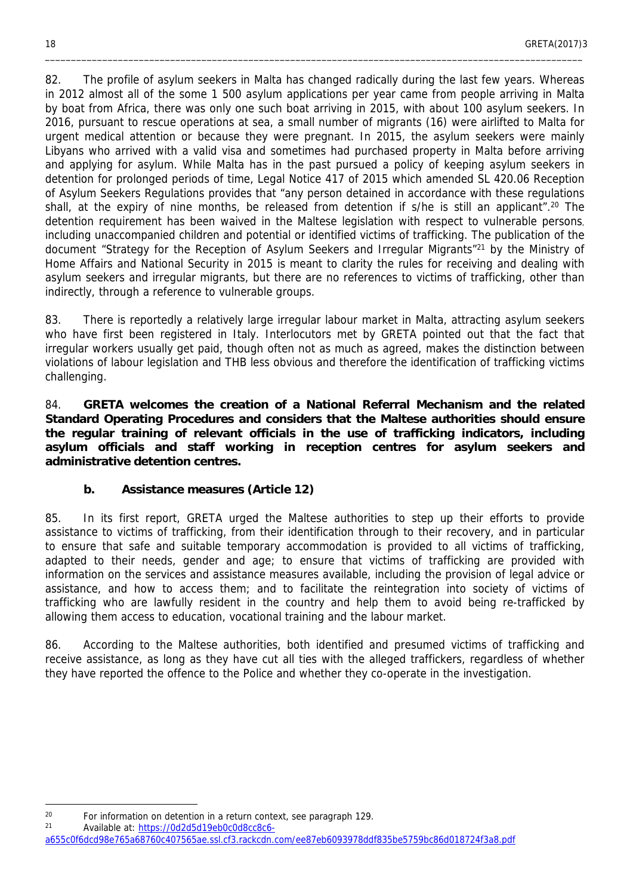82. The profile of asylum seekers in Malta has changed radically during the last few years. Whereas in 2012 almost all of the some 1 500 asylum applications per year came from people arriving in Malta by boat from Africa, there was only one such boat arriving in 2015, with about 100 asylum seekers. In 2016, pursuant to rescue operations at sea, a small number of migrants (16) were airlifted to Malta for urgent medical attention or because they were pregnant. In 2015, the asylum seekers were mainly Libyans who arrived with a valid visa and sometimes had purchased property in Malta before arriving and applying for asylum. While Malta has in the past pursued a policy of keeping asylum seekers in detention for prolonged periods of time, Legal Notice 417 of 2015 which amended SL 420.06 Reception of Asylum Seekers Regulations provides that "any person detained in accordance with these regulations shall, at the expiry of nine months, be released from detention if s/he is still an applicant".[20] The detention requirement has been waived in the Maltese legislation with respect to vulnerable persons, including unaccompanied children and potential or identified victims of trafficking. The publication of the document "Strategy for the Reception of Asylum Seekers and Irregular Migrants"[21] by the Ministry of Home Affairs and National Security in 2015 is meant to clarity the rules for receiving and dealing with asylum seekers and irregular migrants, but there are no references to victims of trafficking, other than indirectly, through a reference to vulnerable groups.

83. There is reportedly a relatively large irregular labour market in Malta, attracting asylum seekers who have first been registered in Italy. Interlocutors met by GRETA pointed out that the fact that irregular workers usually get paid, though often not as much as agreed, makes the distinction between violations of labour legislation and THB less obvious and therefore the identification of trafficking victims challenging.

84. **GRETA welcomes the creation of a National Referral Mechanism and the related Standard Operating Procedures and considers that the Maltese authorities should ensure the regular training of relevant officials in the use of trafficking indicators, including asylum officials and staff working in reception centres for asylum seekers and administrative detention centres.**

### b. Assistance measures (Article 12)

85. In its first report, GRETA urged the Maltese authorities to step up their efforts to provide assistance to victims of trafficking, from their identification through to their recovery, and in particular to ensure that safe and suitable temporary accommodation is provided to all victims of trafficking, adapted to their needs, gender and age; to ensure that victims of trafficking are provided with information on the services and assistance measures available, including the provision of legal advice or assistance, and how to access them; and to facilitate the reintegration into society of victims of trafficking who are lawfully resident in the country and help them to avoid being re-trafficked by allowing them access to education, vocational training and the labour market.

86. According to the Maltese authorities, both identified and presumed victims of trafficking and receive assistance, as long as they have cut all ties with the alleged traffickers, regardless of whether they have reported the offence to the Police and whether they co-operate in the investigation.

---

[20] For information on detention in a return context, see paragraph 129.

[21] Available at: https://0d2d5d19eb0c0d8cc8c6-a655c0f6dcd98e765a68760c407565ae.ssl.cf3.rackcdn.com/ee87eb6093978ddf835be5759bc86d018724f3a8.pdf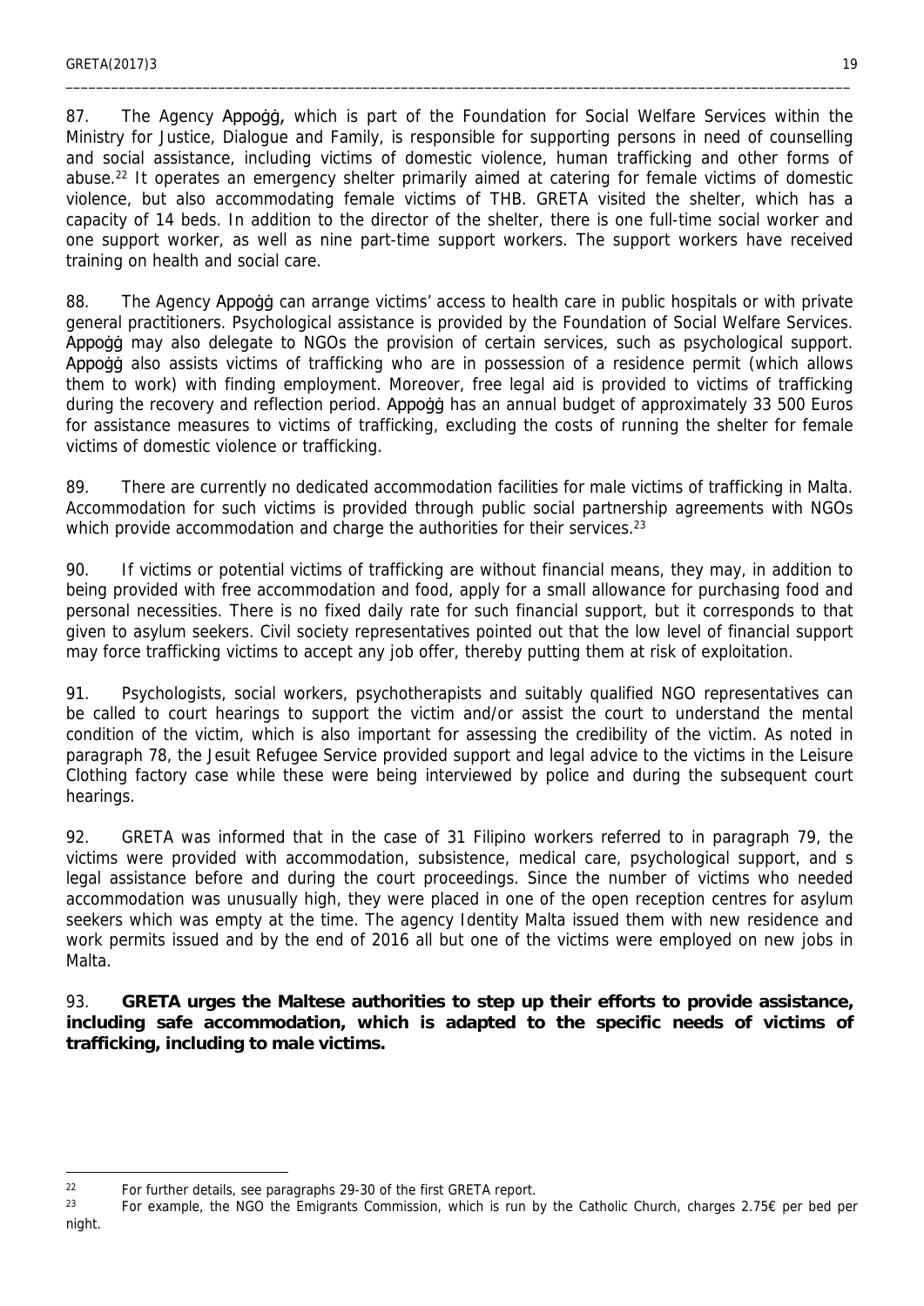87. The Agency Appoġġ, which is part of the Foundation for Social Welfare Services within the Ministry for Justice, Dialogue and Family, is responsible for supporting persons in need of counselling and social assistance, including victims of domestic violence, human trafficking and other forms of abuse.[22] It operates an emergency shelter primarily aimed at catering for female victims of domestic violence, but also accommodating female victims of THB. GRETA visited the shelter, which has a capacity of 14 beds. In addition to the director of the shelter, there is one full-time social worker and one support worker, as well as nine part-time support workers. The support workers have received training on health and social care.

88. The Agency Appoġġ can arrange victims' access to health care in public hospitals or with private general practitioners. Psychological assistance is provided by the Foundation of Social Welfare Services. Appoġġ may also delegate to NGOs the provision of certain services, such as psychological support. Appoġġ also assists victims of trafficking who are in possession of a residence permit (which allows them to work) with finding employment. Moreover, free legal aid is provided to victims of trafficking during the recovery and reflection period. Appoġġ has an annual budget of approximately 33 500 Euros for assistance measures to victims of trafficking, excluding the costs of running the shelter for female victims of domestic violence or trafficking.

89. There are currently no dedicated accommodation facilities for male victims of trafficking in Malta. Accommodation for such victims is provided through public social partnership agreements with NGOs which provide accommodation and charge the authorities for their services.[23]

90. If victims or potential victims of trafficking are without financial means, they may, in addition to being provided with free accommodation and food, apply for a small allowance for purchasing food and personal necessities. There is no fixed daily rate for such financial support, but it corresponds to that given to asylum seekers. Civil society representatives pointed out that the low level of financial support may force trafficking victims to accept any job offer, thereby putting them at risk of exploitation.

91. Psychologists, social workers, psychotherapists and suitably qualified NGO representatives can be called to court hearings to support the victim and/or assist the court to understand the mental condition of the victim, which is also important for assessing the credibility of the victim. As noted in paragraph 78, the Jesuit Refugee Service provided support and legal advice to the victims in the Leisure Clothing factory case while these were being interviewed by police and during the subsequent court hearings.

92. GRETA was informed that in the case of 31 Filipino workers referred to in paragraph 79, the victims were provided with accommodation, subsistence, medical care, psychological support, and s legal assistance before and during the court proceedings. Since the number of victims who needed accommodation was unusually high, they were placed in one of the open reception centres for asylum seekers which was empty at the time. The agency Identity Malta issued them with new residence and work permits issued and by the end of 2016 all but one of the victims were employed on new jobs in Malta.

93. **GRETA urges the Maltese authorities to step up their efforts to provide assistance, including safe accommodation, which is adapted to the specific needs of victims of trafficking, including to male victims.**

---

[22] For further details, see paragraphs 29-30 of the first GRETA report.

[23] For example, the NGO the Emigrants Commission, which is run by the Catholic Church, charges 2.75€ per bed per night.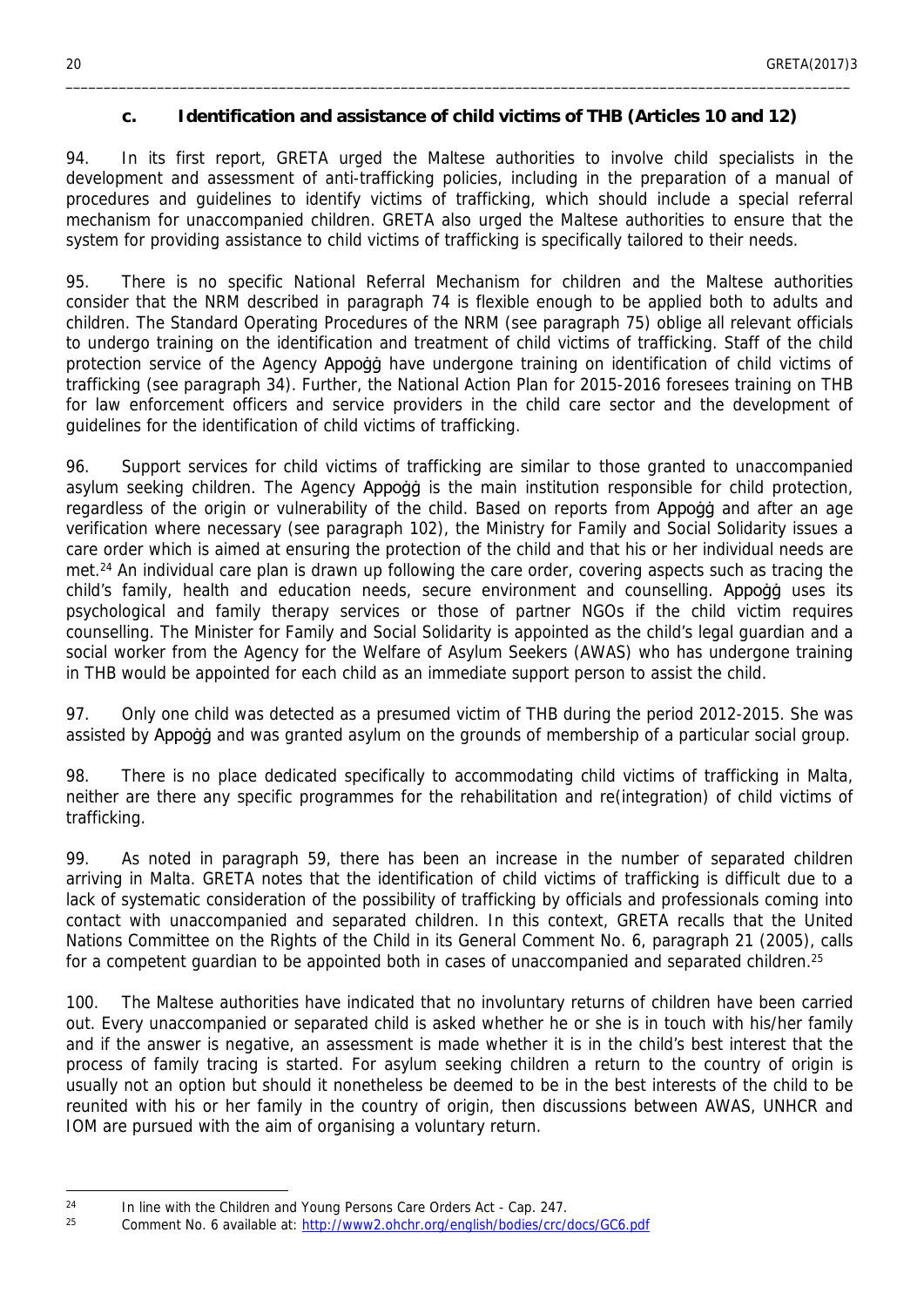### c. Identification and assistance of child victims of THB (Articles 10 and 12)

94. In its first report, GRETA urged the Maltese authorities to involve child specialists in the development and assessment of anti-trafficking policies, including in the preparation of a manual of procedures and guidelines to identify victims of trafficking, which should include a special referral mechanism for unaccompanied children. GRETA also urged the Maltese authorities to ensure that the system for providing assistance to child victims of trafficking is specifically tailored to their needs.

95. There is no specific National Referral Mechanism for children and the Maltese authorities consider that the NRM described in paragraph 74 is flexible enough to be applied both to adults and children. The Standard Operating Procedures of the NRM (see paragraph 75) oblige all relevant officials to undergo training on the identification and treatment of child victims of trafficking. Staff of the child protection service of the Agency Appoġġ have undergone training on identification of child victims of trafficking (see paragraph 34). Further, the National Action Plan for 2015-2016 foresees training on THB for law enforcement officers and service providers in the child care sector and the development of guidelines for the identification of child victims of trafficking.

96. Support services for child victims of trafficking are similar to those granted to unaccompanied asylum seeking children. The Agency Appoġġ is the main institution responsible for child protection, regardless of the origin or vulnerability of the child. Based on reports from Appoġġ and after an age verification where necessary (see paragraph 102), the Ministry for Family and Social Solidarity issues a care order which is aimed at ensuring the protection of the child and that his or her individual needs are met.[24] An individual care plan is drawn up following the care order, covering aspects such as tracing the child's family, health and education needs, secure environment and counselling. Appoġġ uses its psychological and family therapy services or those of partner NGOs if the child victim requires counselling. The Minister for Family and Social Solidarity is appointed as the child's legal guardian and a social worker from the Agency for the Welfare of Asylum Seekers (AWAS) who has undergone training in THB would be appointed for each child as an immediate support person to assist the child.

97. Only one child was detected as a presumed victim of THB during the period 2012-2015. She was assisted by Appoġġ and was granted asylum on the grounds of membership of a particular social group.

98. There is no place dedicated specifically to accommodating child victims of trafficking in Malta, neither are there any specific programmes for the rehabilitation and re(integration) of child victims of trafficking.

99. As noted in paragraph 59, there has been an increase in the number of separated children arriving in Malta. GRETA notes that the identification of child victims of trafficking is difficult due to a lack of systematic consideration of the possibility of trafficking by officials and professionals coming into contact with unaccompanied and separated children. In this context, GRETA recalls that the United Nations Committee on the Rights of the Child in its General Comment No. 6, paragraph 21 (2005), calls for a competent guardian to be appointed both in cases of unaccompanied and separated children.[25]

100. The Maltese authorities have indicated that no involuntary returns of children have been carried out. Every unaccompanied or separated child is asked whether he or she is in touch with his/her family and if the answer is negative, an assessment is made whether it is in the child's best interest that the process of family tracing is started. For asylum seeking children a return to the country of origin is usually not an option but should it nonetheless be deemed to be in the best interests of the child to be reunited with his or her family in the country of origin, then discussions between AWAS, UNHCR and IOM are pursued with the aim of organising a voluntary return.

---

[24] In line with the Children and Young Persons Care Orders Act - Cap. 247.

[25] Comment No. 6 available at: http://www2.ohchr.org/english/bodies/crc/docs/GC6.pdf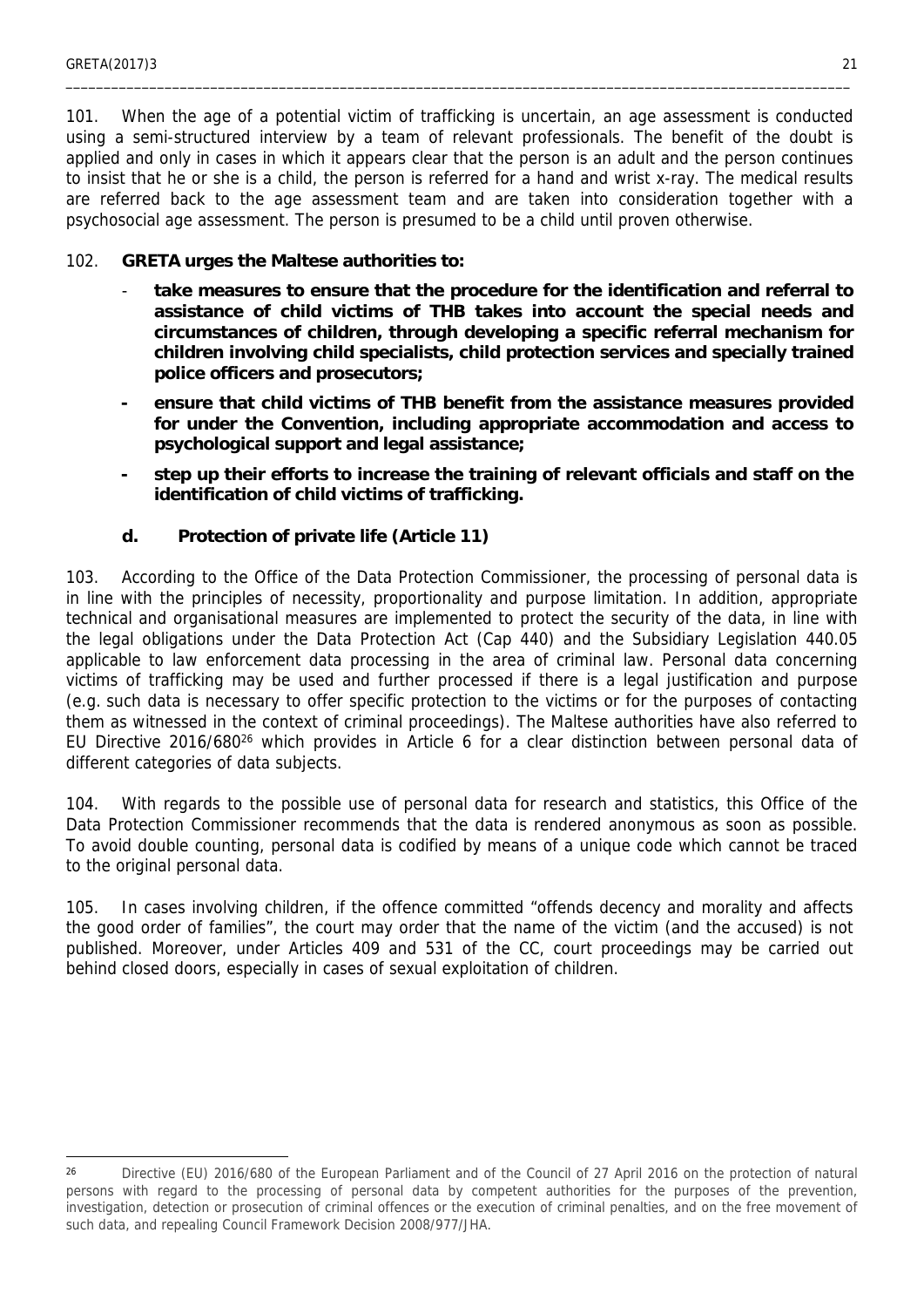101. When the age of a potential victim of trafficking is uncertain, an age assessment is conducted using a semi-structured interview by a team of relevant professionals. The benefit of the doubt is applied and only in cases in which it appears clear that the person is an adult and the person continues to insist that he or she is a child, the person is referred for a hand and wrist x-ray. The medical results are referred back to the age assessment team and are taken into consideration together with a psychosocial age assessment. The person is presumed to be a child until proven otherwise.

102. **GRETA urges the Maltese authorities to:**

- **take measures to ensure that the procedure for the identification and referral to assistance of child victims of THB takes into account the special needs and circumstances of children, through developing a specific referral mechanism for children involving child specialists, child protection services and specially trained police officers and prosecutors;**
- **ensure that child victims of THB benefit from the assistance measures provided for under the Convention, including appropriate accommodation and access to psychological support and legal assistance;**
- **step up their efforts to increase the training of relevant officials and staff on the identification of child victims of trafficking.**

### d. Protection of private life (Article 11)

103. According to the Office of the Data Protection Commissioner, the processing of personal data is in line with the principles of necessity, proportionality and purpose limitation. In addition, appropriate technical and organisational measures are implemented to protect the security of the data, in line with the legal obligations under the Data Protection Act (Cap 440) and the Subsidiary Legislation 440.05 applicable to law enforcement data processing in the area of criminal law. Personal data concerning victims of trafficking may be used and further processed if there is a legal justification and purpose (e.g. such data is necessary to offer specific protection to the victims or for the purposes of contacting them as witnessed in the context of criminal proceedings). The Maltese authorities have also referred to EU Directive 2016/680[26] which provides in Article 6 for a clear distinction between personal data of different categories of data subjects.

104. With regards to the possible use of personal data for research and statistics, this Office of the Data Protection Commissioner recommends that the data is rendered anonymous as soon as possible. To avoid double counting, personal data is codified by means of a unique code which cannot be traced to the original personal data.

105. In cases involving children, if the offence committed "offends decency and morality and affects the good order of families", the court may order that the name of the victim (and the accused) is not published. Moreover, under Articles 409 and 531 of the CC, court proceedings may be carried out behind closed doors, especially in cases of sexual exploitation of children.

[26] Directive (EU) 2016/680 of the European Parliament and of the Council of 27 April 2016 on the protection of natural persons with regard to the processing of personal data by competent authorities for the purposes of the prevention, investigation, detection or prosecution of criminal offences or the execution of criminal penalties, and on the free movement of such data, and repealing Council Framework Decision 2008/977/JHA.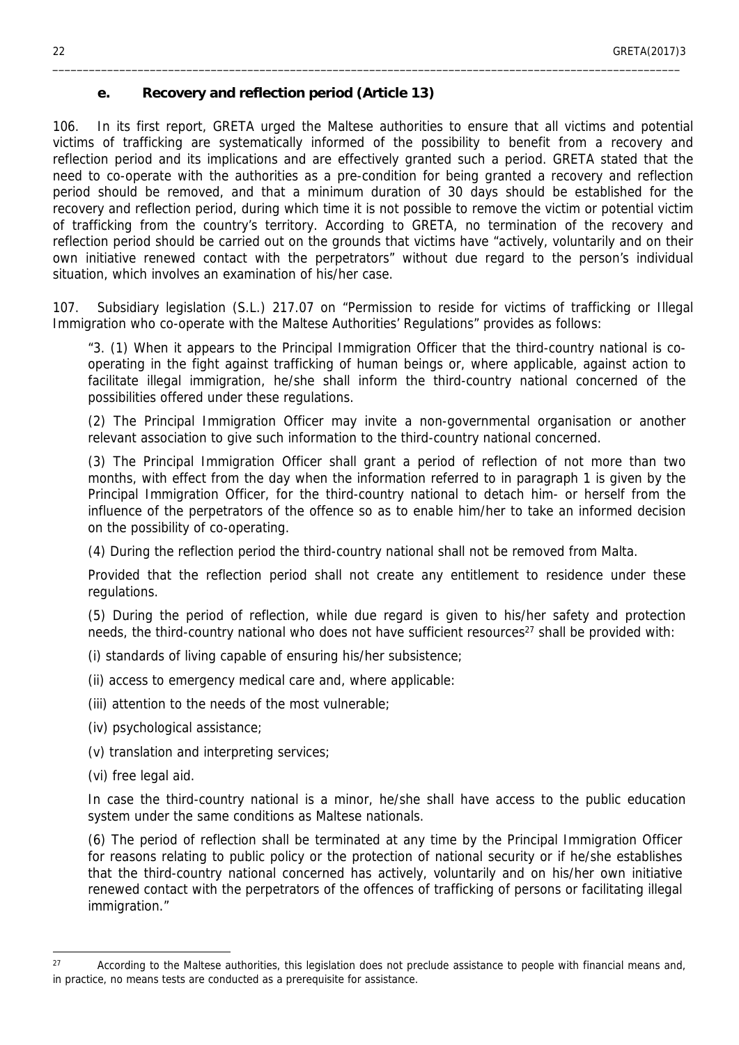### e. Recovery and reflection period (Article 13)

106. In its first report, GRETA urged the Maltese authorities to ensure that all victims and potential victims of trafficking are systematically informed of the possibility to benefit from a recovery and reflection period and its implications and are effectively granted such a period. GRETA stated that the need to co-operate with the authorities as a pre-condition for being granted a recovery and reflection period should be removed, and that a minimum duration of 30 days should be established for the recovery and reflection period, during which time it is not possible to remove the victim or potential victim of trafficking from the country's territory. According to GRETA, no termination of the recovery and reflection period should be carried out on the grounds that victims have "actively, voluntarily and on their own initiative renewed contact with the perpetrators" without due regard to the person's individual situation, which involves an examination of his/her case.

107. Subsidiary legislation (S.L.) 217.07 on "Permission to reside for victims of trafficking or Illegal Immigration who co-operate with the Maltese Authorities' Regulations" provides as follows:

> "3. (1) When it appears to the Principal Immigration Officer that the third-country national is co-operating in the fight against trafficking of human beings or, where applicable, against action to facilitate illegal immigration, he/she shall inform the third-country national concerned of the possibilities offered under these regulations.
>
> (2) The Principal Immigration Officer may invite a non-governmental organisation or another relevant association to give such information to the third-country national concerned.
>
> (3) The Principal Immigration Officer shall grant a period of reflection of not more than two months, with effect from the day when the information referred to in paragraph 1 is given by the Principal Immigration Officer, for the third-country national to detach him- or herself from the influence of the perpetrators of the offence so as to enable him/her to take an informed decision on the possibility of co-operating.
>
> (4) During the reflection period the third-country national shall not be removed from Malta.
>
> Provided that the reflection period shall not create any entitlement to residence under these regulations.
>
> (5) During the period of reflection, while due regard is given to his/her safety and protection needs, the third-country national who does not have sufficient resources[27] shall be provided with:
>
> (i) standards of living capable of ensuring his/her subsistence;
>
> (ii) access to emergency medical care and, where applicable:
>
> (iii) attention to the needs of the most vulnerable;
>
> (iv) psychological assistance;
>
> (v) translation and interpreting services;
>
> (vi) free legal aid.
>
> In case the third-country national is a minor, he/she shall have access to the public education system under the same conditions as Maltese nationals.
>
> (6) The period of reflection shall be terminated at any time by the Principal Immigration Officer for reasons relating to public policy or the protection of national security or if he/she establishes that the third-country national concerned has actively, voluntarily and on his/her own initiative renewed contact with the perpetrators of the offences of trafficking of persons or facilitating illegal immigration."

---

[27] According to the Maltese authorities, this legislation does not preclude assistance to people with financial means and, in practice, no means tests are conducted as a prerequisite for assistance.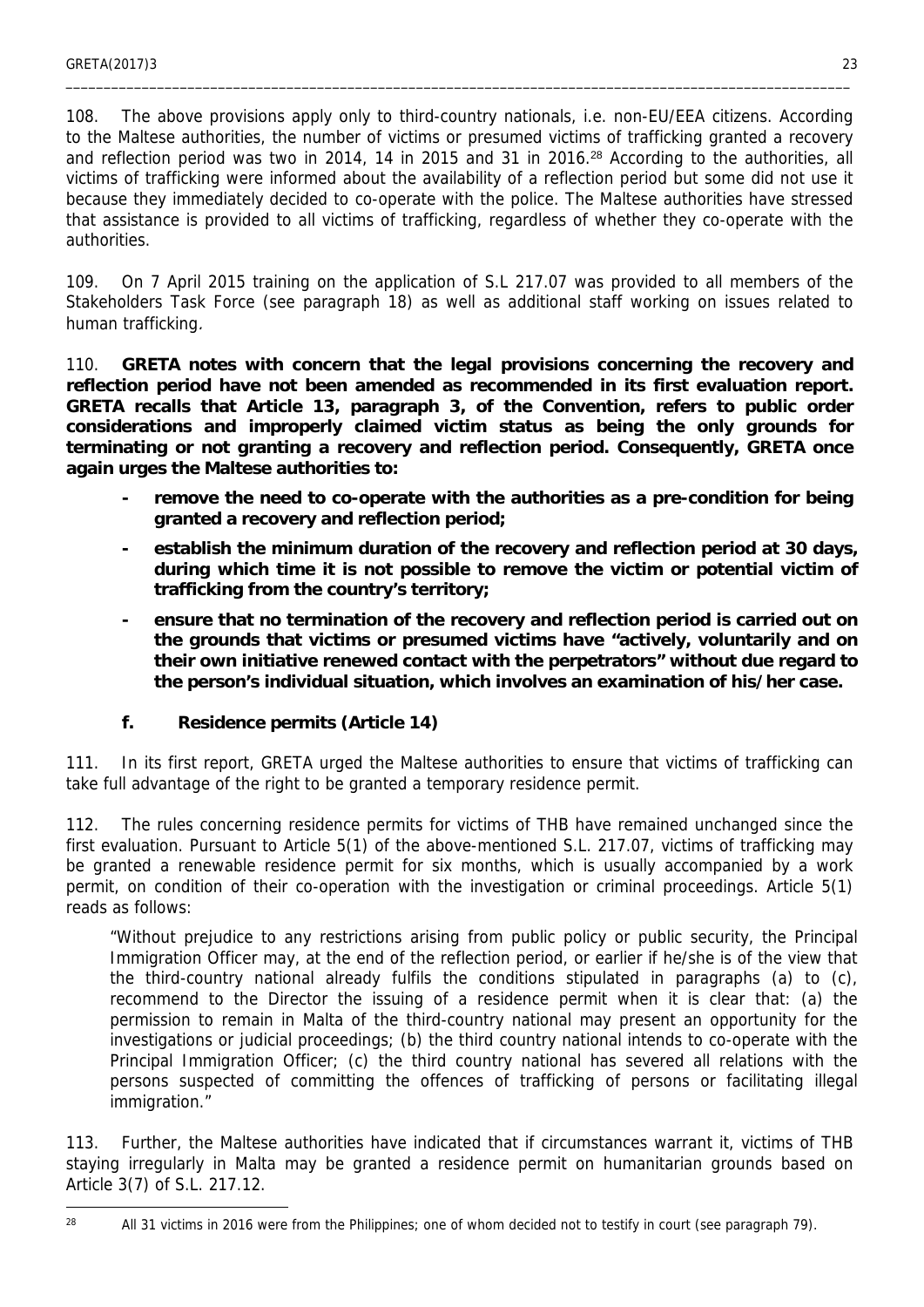108. The above provisions apply only to third-country nationals, i.e. non-EU/EEA citizens. According to the Maltese authorities, the number of victims or presumed victims of trafficking granted a recovery and reflection period was two in 2014, 14 in 2015 and 31 in 2016.[28] According to the authorities, all victims of trafficking were informed about the availability of a reflection period but some did not use it because they immediately decided to co-operate with the police. The Maltese authorities have stressed that assistance is provided to all victims of trafficking, regardless of whether they co-operate with the authorities.

109. On 7 April 2015 training on the application of S.L 217.07 was provided to all members of the Stakeholders Task Force (see paragraph 18) as well as additional staff working on issues related to human trafficking*.*

110. **GRETA notes with concern that the legal provisions concerning the recovery and reflection period have not been amended as recommended in its first evaluation report. GRETA recalls that Article 13, paragraph 3, of the Convention, refers to public order considerations and improperly claimed victim status as being the only grounds for terminating or not granting a recovery and reflection period. Consequently, GRETA once again urges the Maltese authorities to:**

- **remove the need to co-operate with the authorities as a pre-condition for being granted a recovery and reflection period;**
- **establish the minimum duration of the recovery and reflection period at 30 days, during which time it is not possible to remove the victim or potential victim of trafficking from the country's territory;**
- **ensure that no termination of the recovery and reflection period is carried out on the grounds that victims or presumed victims have "actively, voluntarily and on their own initiative renewed contact with the perpetrators" without due regard to the person's individual situation, which involves an examination of his/her case.**

### f. Residence permits (Article 14)

111. In its first report, GRETA urged the Maltese authorities to ensure that victims of trafficking can take full advantage of the right to be granted a temporary residence permit.

112. The rules concerning residence permits for victims of THB have remained unchanged since the first evaluation. Pursuant to Article 5(1) of the above-mentioned S.L. 217.07, victims of trafficking may be granted a renewable residence permit for six months, which is usually accompanied by a work permit, on condition of their co-operation with the investigation or criminal proceedings. Article 5(1) reads as follows:

> "Without prejudice to any restrictions arising from public policy or public security, the Principal Immigration Officer may, at the end of the reflection period, or earlier if he/she is of the view that the third-country national already fulfils the conditions stipulated in paragraphs (a) to (c), recommend to the Director the issuing of a residence permit when it is clear that: (a) the permission to remain in Malta of the third-country national may present an opportunity for the investigations or judicial proceedings; (b) the third country national intends to co-operate with the Principal Immigration Officer; (c) the third country national has severed all relations with the persons suspected of committing the offences of trafficking of persons or facilitating illegal immigration."

113. Further, the Maltese authorities have indicated that if circumstances warrant it, victims of THB staying irregularly in Malta may be granted a residence permit on humanitarian grounds based on Article 3(7) of S.L. 217.12.

[28] All 31 victims in 2016 were from the Philippines; one of whom decided not to testify in court (see paragraph 79).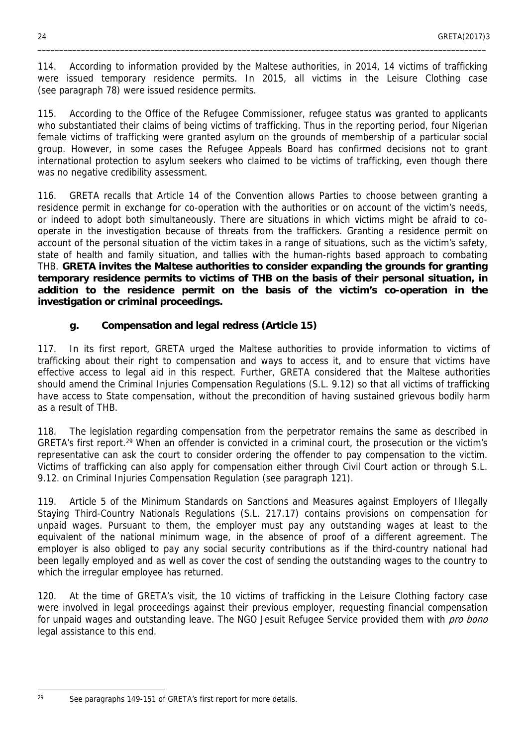114. According to information provided by the Maltese authorities, in 2014, 14 victims of trafficking were issued temporary residence permits. In 2015, all victims in the Leisure Clothing case (see paragraph 78) were issued residence permits.

115. According to the Office of the Refugee Commissioner, refugee status was granted to applicants who substantiated their claims of being victims of trafficking. Thus in the reporting period, four Nigerian female victims of trafficking were granted asylum on the grounds of membership of a particular social group. However, in some cases the Refugee Appeals Board has confirmed decisions not to grant international protection to asylum seekers who claimed to be victims of trafficking, even though there was no negative credibility assessment.

116. GRETA recalls that Article 14 of the Convention allows Parties to choose between granting a residence permit in exchange for co-operation with the authorities or on account of the victim's needs, or indeed to adopt both simultaneously. There are situations in which victims might be afraid to co-operate in the investigation because of threats from the traffickers. Granting a residence permit on account of the personal situation of the victim takes in a range of situations, such as the victim's safety, state of health and family situation, and tallies with the human-rights based approach to combating THB. **GRETA invites the Maltese authorities to consider expanding the grounds for granting temporary residence permits to victims of THB on the basis of their personal situation, in addition to the residence permit on the basis of the victim's co-operation in the investigation or criminal proceedings.**

### g. Compensation and legal redress (Article 15)

117. In its first report, GRETA urged the Maltese authorities to provide information to victims of trafficking about their right to compensation and ways to access it, and to ensure that victims have effective access to legal aid in this respect. Further, GRETA considered that the Maltese authorities should amend the Criminal Injuries Compensation Regulations (S.L. 9.12) so that all victims of trafficking have access to State compensation, without the precondition of having sustained grievous bodily harm as a result of THB.

118. The legislation regarding compensation from the perpetrator remains the same as described in GRETA's first report.[29] When an offender is convicted in a criminal court, the prosecution or the victim's representative can ask the court to consider ordering the offender to pay compensation to the victim. Victims of trafficking can also apply for compensation either through Civil Court action or through S.L. 9.12. on Criminal Injuries Compensation Regulation (see paragraph 121).

119. Article 5 of the Minimum Standards on Sanctions and Measures against Employers of Illegally Staying Third-Country Nationals Regulations (S.L. 217.17) contains provisions on compensation for unpaid wages. Pursuant to them, the employer must pay any outstanding wages at least to the equivalent of the national minimum wage, in the absence of proof of a different agreement. The employer is also obliged to pay any social security contributions as if the third-country national had been legally employed and as well as cover the cost of sending the outstanding wages to the country to which the irregular employee has returned.

120. At the time of GRETA's visit, the 10 victims of trafficking in the Leisure Clothing factory case were involved in legal proceedings against their previous employer, requesting financial compensation for unpaid wages and outstanding leave. The NGO Jesuit Refugee Service provided them with *pro bono* legal assistance to this end.

[29] See paragraphs 149-151 of GRETA's first report for more details.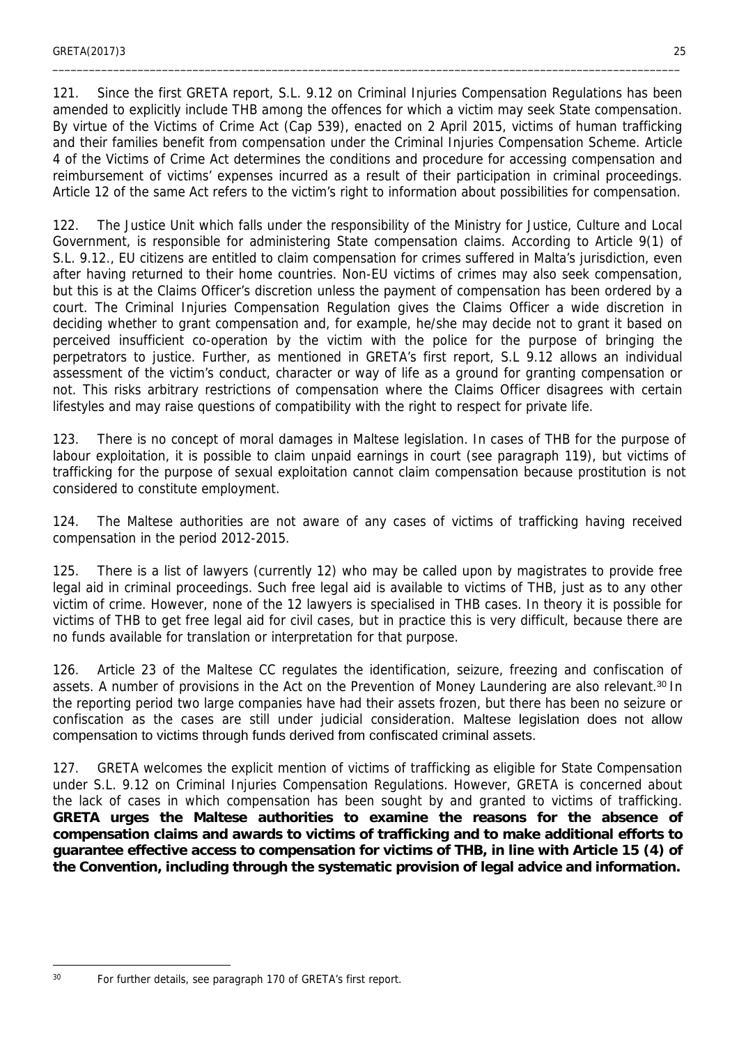121. Since the first GRETA report, S.L. 9.12 on Criminal Injuries Compensation Regulations has been amended to explicitly include THB among the offences for which a victim may seek State compensation. By virtue of the Victims of Crime Act (Cap 539), enacted on 2 April 2015, victims of human trafficking and their families benefit from compensation under the Criminal Injuries Compensation Scheme. Article 4 of the Victims of Crime Act determines the conditions and procedure for accessing compensation and reimbursement of victims' expenses incurred as a result of their participation in criminal proceedings. Article 12 of the same Act refers to the victim's right to information about possibilities for compensation.

122. The Justice Unit which falls under the responsibility of the Ministry for Justice, Culture and Local Government, is responsible for administering State compensation claims. According to Article 9(1) of S.L. 9.12., EU citizens are entitled to claim compensation for crimes suffered in Malta's jurisdiction, even after having returned to their home countries. Non-EU victims of crimes may also seek compensation, but this is at the Claims Officer's discretion unless the payment of compensation has been ordered by a court. The Criminal Injuries Compensation Regulation gives the Claims Officer a wide discretion in deciding whether to grant compensation and, for example, he/she may decide not to grant it based on perceived insufficient co-operation by the victim with the police for the purpose of bringing the perpetrators to justice. Further, as mentioned in GRETA's first report, S.L 9.12 allows an individual assessment of the victim's conduct, character or way of life as a ground for granting compensation or not. This risks arbitrary restrictions of compensation where the Claims Officer disagrees with certain lifestyles and may raise questions of compatibility with the right to respect for private life.

123. There is no concept of moral damages in Maltese legislation. In cases of THB for the purpose of labour exploitation, it is possible to claim unpaid earnings in court (see paragraph 119), but victims of trafficking for the purpose of sexual exploitation cannot claim compensation because prostitution is not considered to constitute employment.

124. The Maltese authorities are not aware of any cases of victims of trafficking having received compensation in the period 2012-2015.

125. There is a list of lawyers (currently 12) who may be called upon by magistrates to provide free legal aid in criminal proceedings. Such free legal aid is available to victims of THB, just as to any other victim of crime. However, none of the 12 lawyers is specialised in THB cases. In theory it is possible for victims of THB to get free legal aid for civil cases, but in practice this is very difficult, because there are no funds available for translation or interpretation for that purpose.

126. Article 23 of the Maltese CC regulates the identification, seizure, freezing and confiscation of assets. A number of provisions in the Act on the Prevention of Money Laundering are also relevant.[30] In the reporting period two large companies have had their assets frozen, but there has been no seizure or confiscation as the cases are still under judicial consideration. Maltese legislation does not allow compensation to victims through funds derived from confiscated criminal assets.

127. GRETA welcomes the explicit mention of victims of trafficking as eligible for State Compensation under S.L. 9.12 on Criminal Injuries Compensation Regulations. However, GRETA is concerned about the lack of cases in which compensation has been sought by and granted to victims of trafficking. **GRETA urges the Maltese authorities to examine the reasons for the absence of compensation claims and awards to victims of trafficking and to make additional efforts to guarantee effective access to compensation for victims of THB, in line with Article 15 (4) of the Convention, including through the systematic provision of legal advice and information.**

---

[30] For further details, see paragraph 170 of GRETA's first report.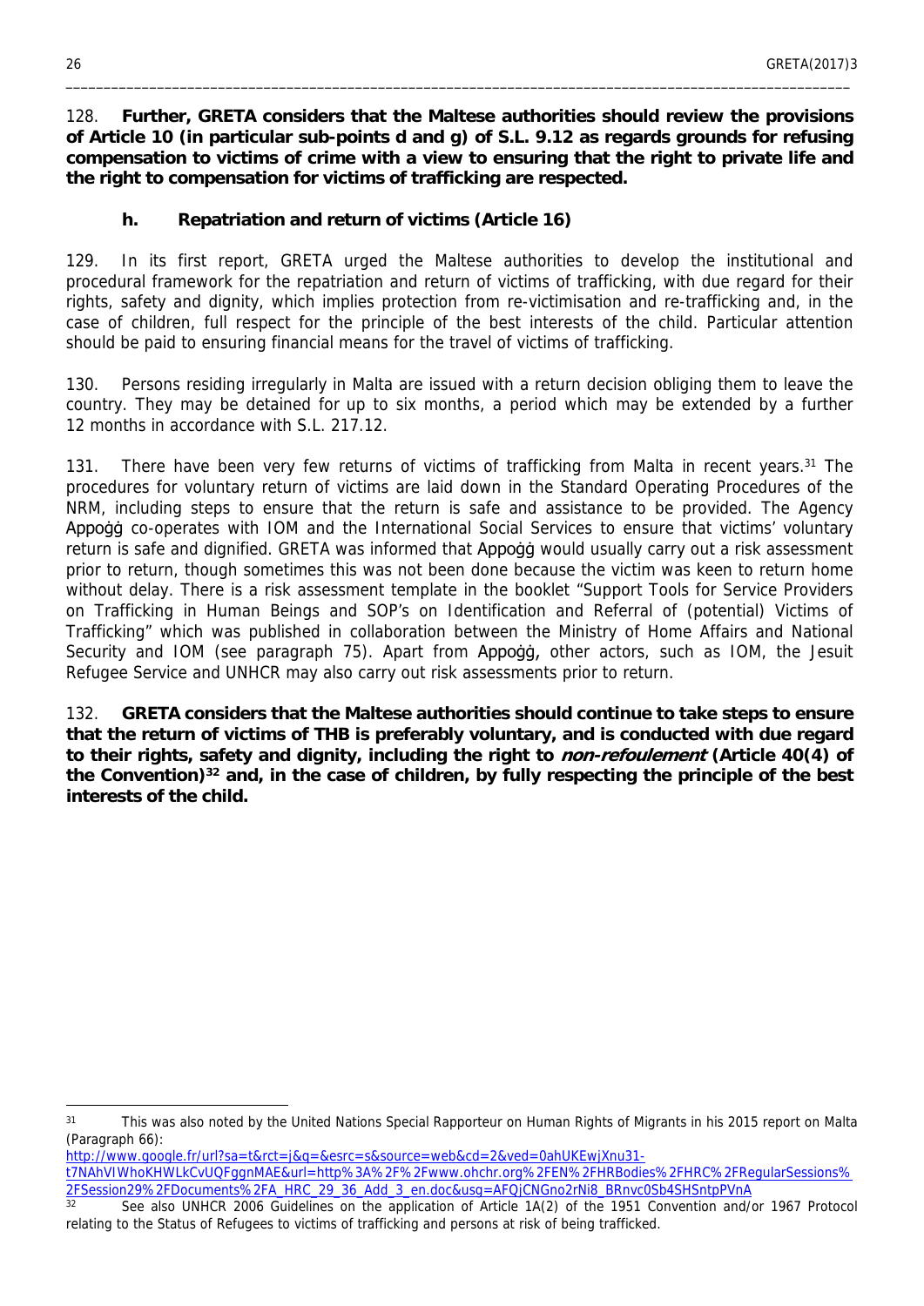128. **Further, GRETA considers that the Maltese authorities should review the provisions of Article 10 (in particular sub-points d and g) of S.L. 9.12 as regards grounds for refusing compensation to victims of crime with a view to ensuring that the right to private life and the right to compensation for victims of trafficking are respected.**

### h. Repatriation and return of victims (Article 16)

129. In its first report, GRETA urged the Maltese authorities to develop the institutional and procedural framework for the repatriation and return of victims of trafficking, with due regard for their rights, safety and dignity, which implies protection from re-victimisation and re-trafficking and, in the case of children, full respect for the principle of the best interests of the child. Particular attention should be paid to ensuring financial means for the travel of victims of trafficking.

130. Persons residing irregularly in Malta are issued with a return decision obliging them to leave the country. They may be detained for up to six months, a period which may be extended by a further 12 months in accordance with S.L. 217.12.

131. There have been very few returns of victims of trafficking from Malta in recent years.[31] The procedures for voluntary return of victims are laid down in the Standard Operating Procedures of the NRM, including steps to ensure that the return is safe and assistance to be provided. The Agency Appoġġ co-operates with IOM and the International Social Services to ensure that victims' voluntary return is safe and dignified. GRETA was informed that Appoġġ would usually carry out a risk assessment prior to return, though sometimes this was not been done because the victim was keen to return home without delay. There is a risk assessment template in the booklet "Support Tools for Service Providers on Trafficking in Human Beings and SOP's on Identification and Referral of (potential) Victims of Trafficking" which was published in collaboration between the Ministry of Home Affairs and National Security and IOM (see paragraph 75). Apart from Appoġġ, other actors, such as IOM, the Jesuit Refugee Service and UNHCR may also carry out risk assessments prior to return.

132. **GRETA considers that the Maltese authorities should continue to take steps to ensure that the return of victims of THB is preferably voluntary, and is conducted with due regard to their rights, safety and dignity, including the right to *non-refoulement* (Article 40(4) of the Convention)[32] and, in the case of children, by fully respecting the principle of the best interests of the child.**

---

[31] This was also noted by the United Nations Special Rapporteur on Human Rights of Migrants in his 2015 report on Malta (Paragraph 66): http://www.google.fr/url?sa=t&rct=j&q=&esrc=s&source=web&cd=2&ved=0ahUKEwjXnu31-t7NAhVIWhoKHWLkCvUQFggnMAE&url=http%3A%2F%2Fwww.ohchr.org%2FEN%2FHRBodies%2FHRC%2FRegularSessions%2FSession29%2FDocuments%2FA_HRC_29_36_Add_3_en.doc&usg=AFQjCNGno2rNi8_BRnvc0Sb4SHSntpPVnA

[32] See also UNHCR 2006 Guidelines on the application of Article 1A(2) of the 1951 Convention and/or 1967 Protocol relating to the Status of Refugees to victims of trafficking and persons at risk of being trafficked.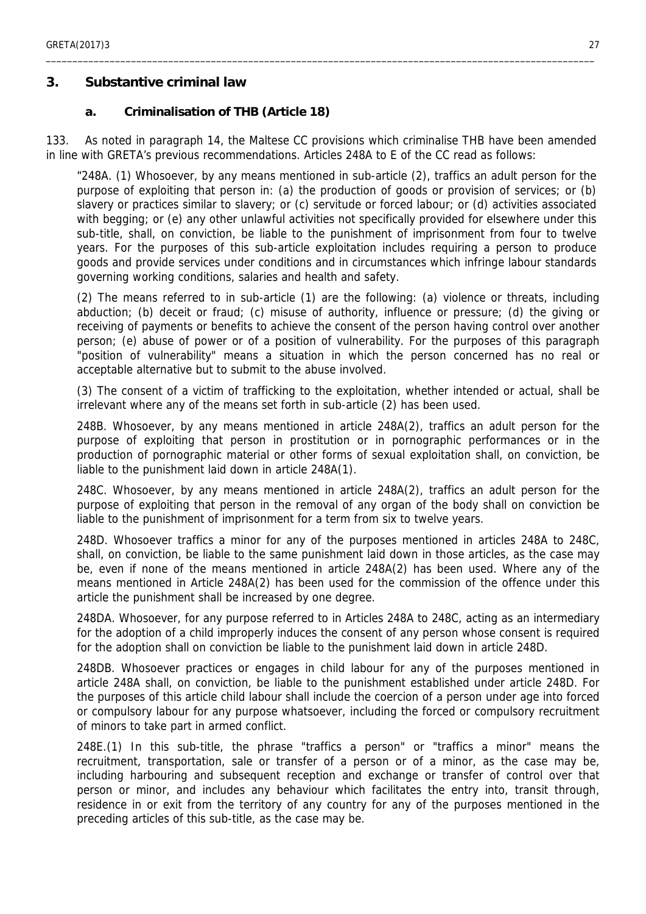## 3. Substantive criminal law

### a. Criminalisation of THB (Article 18)

133. As noted in paragraph 14, the Maltese CC provisions which criminalise THB have been amended in line with GRETA's previous recommendations. Articles 248A to E of the CC read as follows:

> "248A. (1) Whosoever, by any means mentioned in sub-article (2), traffics an adult person for the purpose of exploiting that person in: (a) the production of goods or provision of services; or (b) slavery or practices similar to slavery; or (c) servitude or forced labour; or (d) activities associated with begging; or (e) any other unlawful activities not specifically provided for elsewhere under this sub-title, shall, on conviction, be liable to the punishment of imprisonment from four to twelve years. For the purposes of this sub-article exploitation includes requiring a person to produce goods and provide services under conditions and in circumstances which infringe labour standards governing working conditions, salaries and health and safety.
>
> (2) The means referred to in sub-article (1) are the following: (a) violence or threats, including abduction; (b) deceit or fraud; (c) misuse of authority, influence or pressure; (d) the giving or receiving of payments or benefits to achieve the consent of the person having control over another person; (e) abuse of power or of a position of vulnerability. For the purposes of this paragraph "position of vulnerability" means a situation in which the person concerned has no real or acceptable alternative but to submit to the abuse involved.
>
> (3) The consent of a victim of trafficking to the exploitation, whether intended or actual, shall be irrelevant where any of the means set forth in sub-article (2) has been used.
>
> 248B. Whosoever, by any means mentioned in article 248A(2), traffics an adult person for the purpose of exploiting that person in prostitution or in pornographic performances or in the production of pornographic material or other forms of sexual exploitation shall, on conviction, be liable to the punishment laid down in article 248A(1).
>
> 248C. Whosoever, by any means mentioned in article 248A(2), traffics an adult person for the purpose of exploiting that person in the removal of any organ of the body shall on conviction be liable to the punishment of imprisonment for a term from six to twelve years.
>
> 248D. Whosoever traffics a minor for any of the purposes mentioned in articles 248A to 248C, shall, on conviction, be liable to the same punishment laid down in those articles, as the case may be, even if none of the means mentioned in article 248A(2) has been used. Where any of the means mentioned in Article 248A(2) has been used for the commission of the offence under this article the punishment shall be increased by one degree.
>
> 248DA. Whosoever, for any purpose referred to in Articles 248A to 248C, acting as an intermediary for the adoption of a child improperly induces the consent of any person whose consent is required for the adoption shall on conviction be liable to the punishment laid down in article 248D.
>
> 248DB. Whosoever practices or engages in child labour for any of the purposes mentioned in article 248A shall, on conviction, be liable to the punishment established under article 248D. For the purposes of this article child labour shall include the coercion of a person under age into forced or compulsory labour for any purpose whatsoever, including the forced or compulsory recruitment of minors to take part in armed conflict.
>
> 248E.(1) In this sub-title, the phrase "traffics a person" or "traffics a minor" means the recruitment, transportation, sale or transfer of a person or of a minor, as the case may be, including harbouring and subsequent reception and exchange or transfer of control over that person or minor, and includes any behaviour which facilitates the entry into, transit through, residence in or exit from the territory of any country for any of the purposes mentioned in the preceding articles of this sub-title, as the case may be.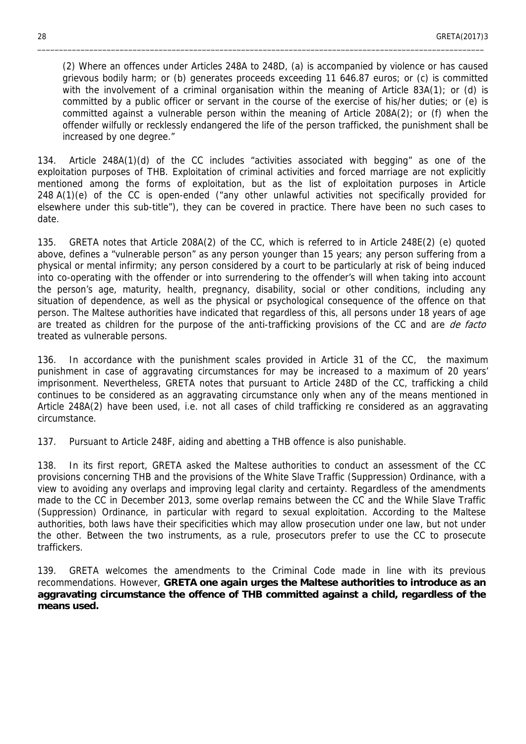(2) Where an offences under Articles 248A to 248D, (a) is accompanied by violence or has caused grievous bodily harm; or (b) generates proceeds exceeding 11 646.87 euros; or (c) is committed with the involvement of a criminal organisation within the meaning of Article 83A(1); or (d) is committed by a public officer or servant in the course of the exercise of his/her duties; or (e) is committed against a vulnerable person within the meaning of Article 208A(2); or (f) when the offender wilfully or recklessly endangered the life of the person trafficked, the punishment shall be increased by one degree."

134. Article 248A(1)(d) of the CC includes "activities associated with begging" as one of the exploitation purposes of THB. Exploitation of criminal activities and forced marriage are not explicitly mentioned among the forms of exploitation, but as the list of exploitation purposes in Article 248 A(1)(e) of the CC is open-ended ("any other unlawful activities not specifically provided for elsewhere under this sub-title"), they can be covered in practice. There have been no such cases to date.

135. GRETA notes that Article 208A(2) of the CC, which is referred to in Article 248E(2) (e) quoted above, defines a "vulnerable person" as any person younger than 15 years; any person suffering from a physical or mental infirmity; any person considered by a court to be particularly at risk of being induced into co-operating with the offender or into surrendering to the offender's will when taking into account the person's age, maturity, health, pregnancy, disability, social or other conditions, including any situation of dependence, as well as the physical or psychological consequence of the offence on that person. The Maltese authorities have indicated that regardless of this, all persons under 18 years of age are treated as children for the purpose of the anti-trafficking provisions of the CC and are *de facto* treated as vulnerable persons.

136. In accordance with the punishment scales provided in Article 31 of the CC, the maximum punishment in case of aggravating circumstances for may be increased to a maximum of 20 years' imprisonment. Nevertheless, GRETA notes that pursuant to Article 248D of the CC, trafficking a child continues to be considered as an aggravating circumstance only when any of the means mentioned in Article 248A(2) have been used, i.e. not all cases of child trafficking re considered as an aggravating circumstance.

137. Pursuant to Article 248F, aiding and abetting a THB offence is also punishable.

138. In its first report, GRETA asked the Maltese authorities to conduct an assessment of the CC provisions concerning THB and the provisions of the White Slave Traffic (Suppression) Ordinance, with a view to avoiding any overlaps and improving legal clarity and certainty. Regardless of the amendments made to the CC in December 2013, some overlap remains between the CC and the While Slave Traffic (Suppression) Ordinance, in particular with regard to sexual exploitation. According to the Maltese authorities, both laws have their specificities which may allow prosecution under one law, but not under the other. Between the two instruments, as a rule, prosecutors prefer to use the CC to prosecute traffickers.

139. GRETA welcomes the amendments to the Criminal Code made in line with its previous recommendations. However, **GRETA one again urges the Maltese authorities to introduce as an aggravating circumstance the offence of THB committed against a child, regardless of the means used.**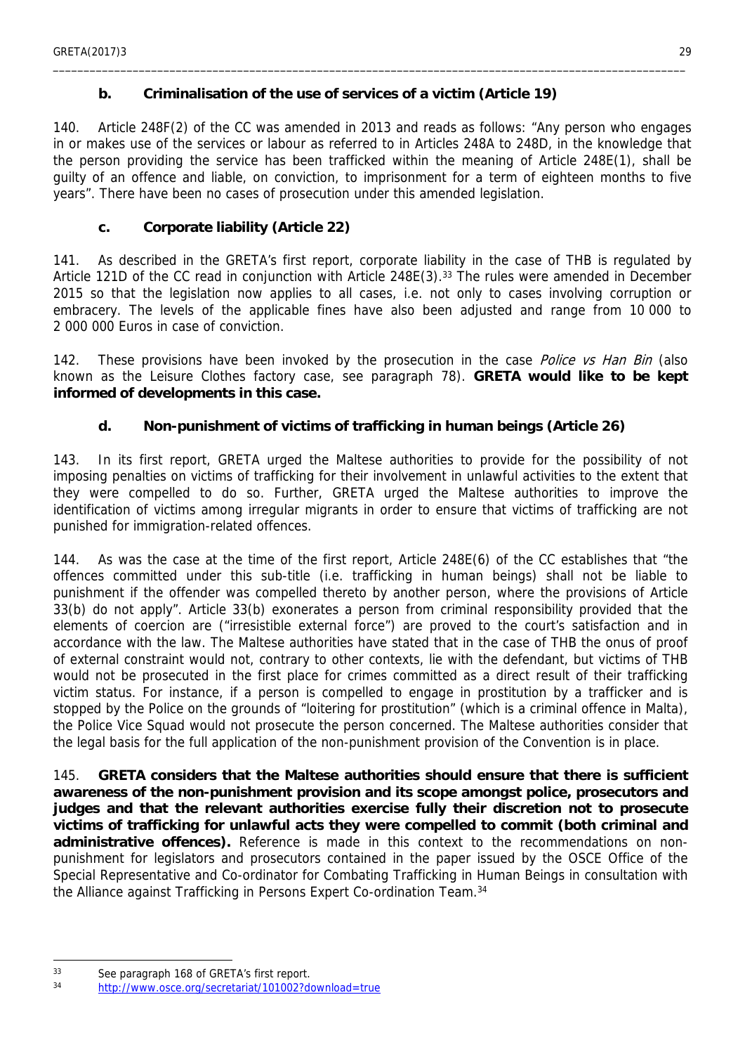### b. Criminalisation of the use of services of a victim (Article 19)

140. Article 248F(2) of the CC was amended in 2013 and reads as follows: "Any person who engages in or makes use of the services or labour as referred to in Articles 248A to 248D, in the knowledge that the person providing the service has been trafficked within the meaning of Article 248E(1), shall be guilty of an offence and liable, on conviction, to imprisonment for a term of eighteen months to five years". There have been no cases of prosecution under this amended legislation.

### c. Corporate liability (Article 22)

141. As described in the GRETA's first report, corporate liability in the case of THB is regulated by Article 121D of the CC read in conjunction with Article 248E(3).[33] The rules were amended in December 2015 so that the legislation now applies to all cases, i.e. not only to cases involving corruption or embracery. The levels of the applicable fines have also been adjusted and range from 10 000 to 2 000 000 Euros in case of conviction.

142. These provisions have been invoked by the prosecution in the case *Police vs Han Bin* (also known as the Leisure Clothes factory case, see paragraph 78). **GRETA would like to be kept informed of developments in this case.**

### d. Non-punishment of victims of trafficking in human beings (Article 26)

143. In its first report, GRETA urged the Maltese authorities to provide for the possibility of not imposing penalties on victims of trafficking for their involvement in unlawful activities to the extent that they were compelled to do so. Further, GRETA urged the Maltese authorities to improve the identification of victims among irregular migrants in order to ensure that victims of trafficking are not punished for immigration-related offences.

144. As was the case at the time of the first report, Article 248E(6) of the CC establishes that "the offences committed under this sub-title (i.e. trafficking in human beings) shall not be liable to punishment if the offender was compelled thereto by another person, where the provisions of Article 33(b) do not apply". Article 33(b) exonerates a person from criminal responsibility provided that the elements of coercion are ("irresistible external force") are proved to the court's satisfaction and in accordance with the law. The Maltese authorities have stated that in the case of THB the onus of proof of external constraint would not, contrary to other contexts, lie with the defendant, but victims of THB would not be prosecuted in the first place for crimes committed as a direct result of their trafficking victim status. For instance, if a person is compelled to engage in prostitution by a trafficker and is stopped by the Police on the grounds of "loitering for prostitution" (which is a criminal offence in Malta), the Police Vice Squad would not prosecute the person concerned. The Maltese authorities consider that the legal basis for the full application of the non-punishment provision of the Convention is in place.

145. **GRETA considers that the Maltese authorities should ensure that there is sufficient awareness of the non-punishment provision and its scope amongst police, prosecutors and judges and that the relevant authorities exercise fully their discretion not to prosecute victims of trafficking for unlawful acts they were compelled to commit (both criminal and administrative offences).** Reference is made in this context to the recommendations on non-punishment for legislators and prosecutors contained in the paper issued by the OSCE Office of the Special Representative and Co-ordinator for Combating Trafficking in Human Beings in consultation with the Alliance against Trafficking in Persons Expert Co-ordination Team.[34]

---

[33] See paragraph 168 of GRETA's first report.

[34] http://www.osce.org/secretariat/101002?download=true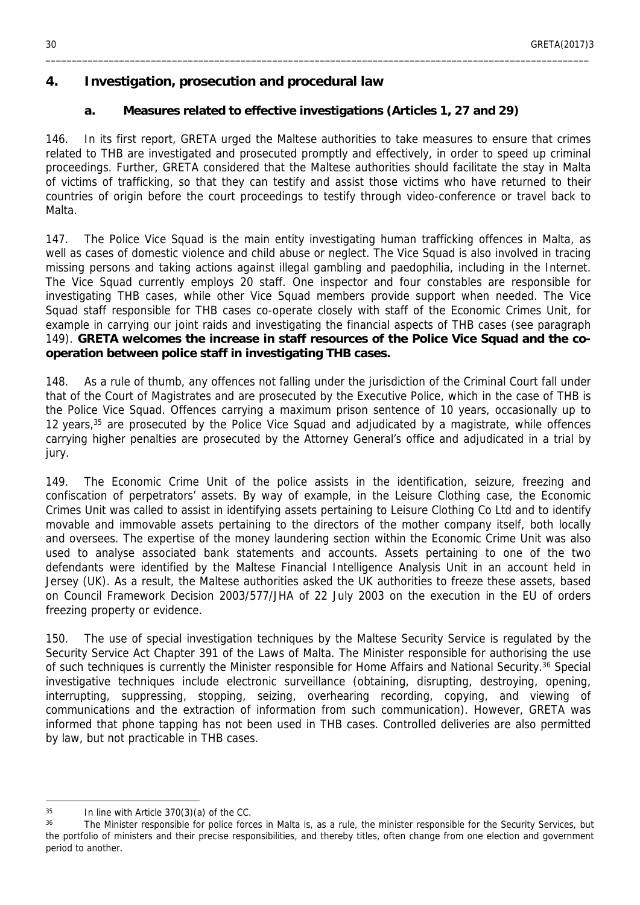## 4. Investigation, prosecution and procedural law

### a. Measures related to effective investigations (Articles 1, 27 and 29)

146. In its first report, GRETA urged the Maltese authorities to take measures to ensure that crimes related to THB are investigated and prosecuted promptly and effectively, in order to speed up criminal proceedings. Further, GRETA considered that the Maltese authorities should facilitate the stay in Malta of victims of trafficking, so that they can testify and assist those victims who have returned to their countries of origin before the court proceedings to testify through video-conference or travel back to Malta.

147. The Police Vice Squad is the main entity investigating human trafficking offences in Malta, as well as cases of domestic violence and child abuse or neglect. The Vice Squad is also involved in tracing missing persons and taking actions against illegal gambling and paedophilia, including in the Internet. The Vice Squad currently employs 20 staff. One inspector and four constables are responsible for investigating THB cases, while other Vice Squad members provide support when needed. The Vice Squad staff responsible for THB cases co-operate closely with staff of the Economic Crimes Unit, for example in carrying our joint raids and investigating the financial aspects of THB cases (see paragraph 149). **GRETA welcomes the increase in staff resources of the Police Vice Squad and the co-operation between police staff in investigating THB cases.**

148. As a rule of thumb, any offences not falling under the jurisdiction of the Criminal Court fall under that of the Court of Magistrates and are prosecuted by the Executive Police, which in the case of THB is the Police Vice Squad. Offences carrying a maximum prison sentence of 10 years, occasionally up to 12 years,[35] are prosecuted by the Police Vice Squad and adjudicated by a magistrate, while offences carrying higher penalties are prosecuted by the Attorney General's office and adjudicated in a trial by jury.

149. The Economic Crime Unit of the police assists in the identification, seizure, freezing and confiscation of perpetrators' assets. By way of example, in the Leisure Clothing case, the Economic Crimes Unit was called to assist in identifying assets pertaining to Leisure Clothing Co Ltd and to identify movable and immovable assets pertaining to the directors of the mother company itself, both locally and oversees. The expertise of the money laundering section within the Economic Crime Unit was also used to analyse associated bank statements and accounts. Assets pertaining to one of the two defendants were identified by the Maltese Financial Intelligence Analysis Unit in an account held in Jersey (UK). As a result, the Maltese authorities asked the UK authorities to freeze these assets, based on Council Framework Decision 2003/577/JHA of 22 July 2003 on the execution in the EU of orders freezing property or evidence.

150. The use of special investigation techniques by the Maltese Security Service is regulated by the Security Service Act Chapter 391 of the Laws of Malta. The Minister responsible for authorising the use of such techniques is currently the Minister responsible for Home Affairs and National Security.[36] Special investigative techniques include electronic surveillance (obtaining, disrupting, destroying, opening, interrupting, suppressing, stopping, seizing, overhearing recording, copying, and viewing of communications and the extraction of information from such communication). However, GRETA was informed that phone tapping has not been used in THB cases. Controlled deliveries are also permitted by law, but not practicable in THB cases.

---

[35] In line with Article 370(3)(a) of the CC.

[36] The Minister responsible for police forces in Malta is, as a rule, the minister responsible for the Security Services, but the portfolio of ministers and their precise responsibilities, and thereby titles, often change from one election and government period to another.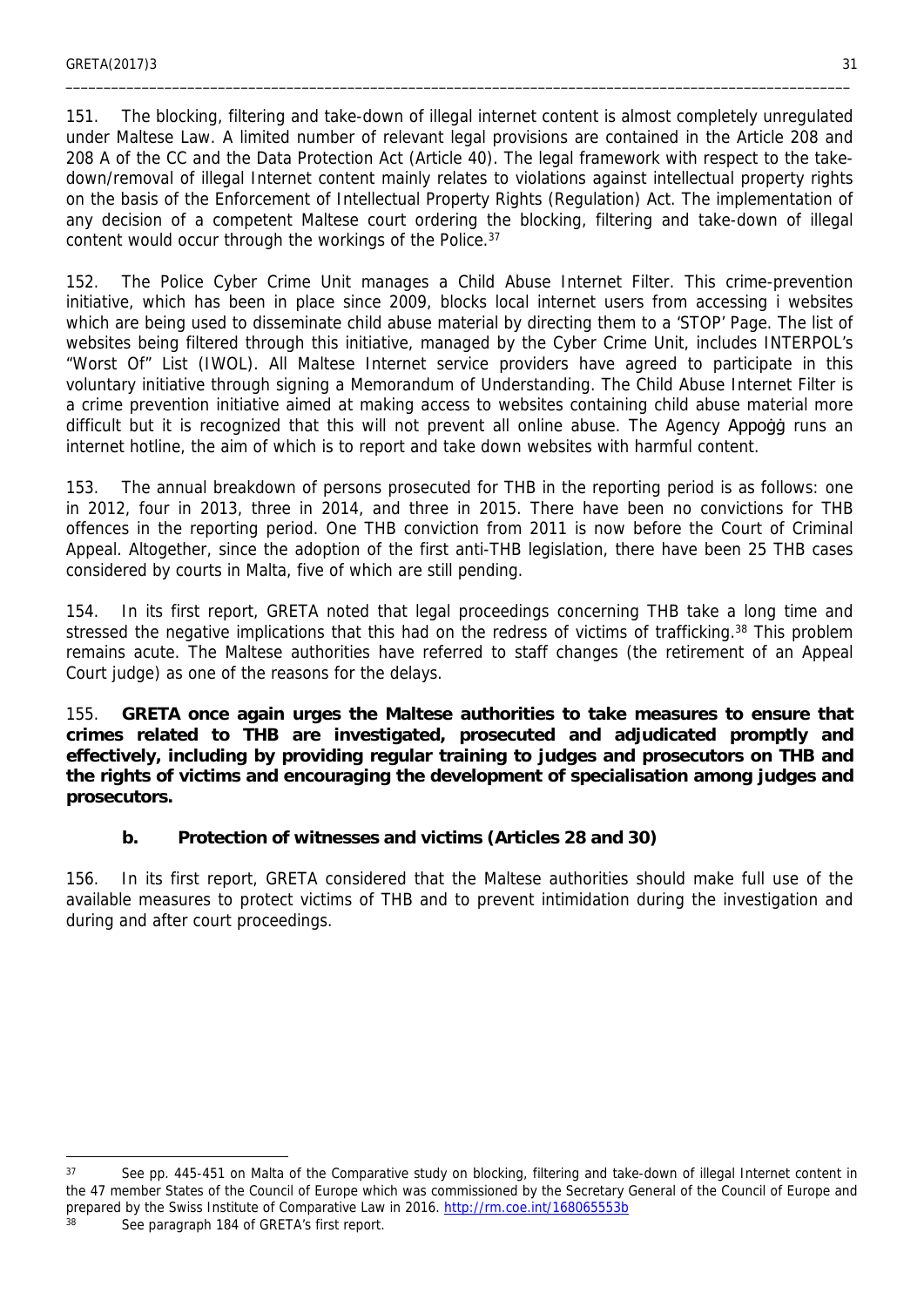151. The blocking, filtering and take-down of illegal internet content is almost completely unregulated under Maltese Law. A limited number of relevant legal provisions are contained in the Article 208 and 208 A of the CC and the Data Protection Act (Article 40). The legal framework with respect to the take-down/removal of illegal Internet content mainly relates to violations against intellectual property rights on the basis of the Enforcement of Intellectual Property Rights (Regulation) Act. The implementation of any decision of a competent Maltese court ordering the blocking, filtering and take-down of illegal content would occur through the workings of the Police.[37]

152. The Police Cyber Crime Unit manages a Child Abuse Internet Filter. This crime-prevention initiative, which has been in place since 2009, blocks local internet users from accessing i websites which are being used to disseminate child abuse material by directing them to a 'STOP' Page. The list of websites being filtered through this initiative, managed by the Cyber Crime Unit, includes INTERPOL's "Worst Of" List (IWOL). All Maltese Internet service providers have agreed to participate in this voluntary initiative through signing a Memorandum of Understanding. The Child Abuse Internet Filter is a crime prevention initiative aimed at making access to websites containing child abuse material more difficult but it is recognized that this will not prevent all online abuse. The Agency Appoġġ runs an internet hotline, the aim of which is to report and take down websites with harmful content.

153. The annual breakdown of persons prosecuted for THB in the reporting period is as follows: one in 2012, four in 2013, three in 2014, and three in 2015. There have been no convictions for THB offences in the reporting period. One THB conviction from 2011 is now before the Court of Criminal Appeal. Altogether, since the adoption of the first anti-THB legislation, there have been 25 THB cases considered by courts in Malta, five of which are still pending.

154. In its first report, GRETA noted that legal proceedings concerning THB take a long time and stressed the negative implications that this had on the redress of victims of trafficking.[38] This problem remains acute. The Maltese authorities have referred to staff changes (the retirement of an Appeal Court judge) as one of the reasons for the delays.

155. **GRETA once again urges the Maltese authorities to take measures to ensure that crimes related to THB are investigated, prosecuted and adjudicated promptly and effectively, including by providing regular training to judges and prosecutors on THB and the rights of victims and encouraging the development of specialisation among judges and prosecutors.**

### b. Protection of witnesses and victims (Articles 28 and 30)

156. In its first report, GRETA considered that the Maltese authorities should make full use of the available measures to protect victims of THB and to prevent intimidation during the investigation and during and after court proceedings.

---

[37] See pp. 445-451 on Malta of the Comparative study on blocking, filtering and take-down of illegal Internet content in the 47 member States of the Council of Europe which was commissioned by the Secretary General of the Council of Europe and prepared by the Swiss Institute of Comparative Law in 2016. http://rm.coe.int/168065553b

[38] See paragraph 184 of GRETA's first report.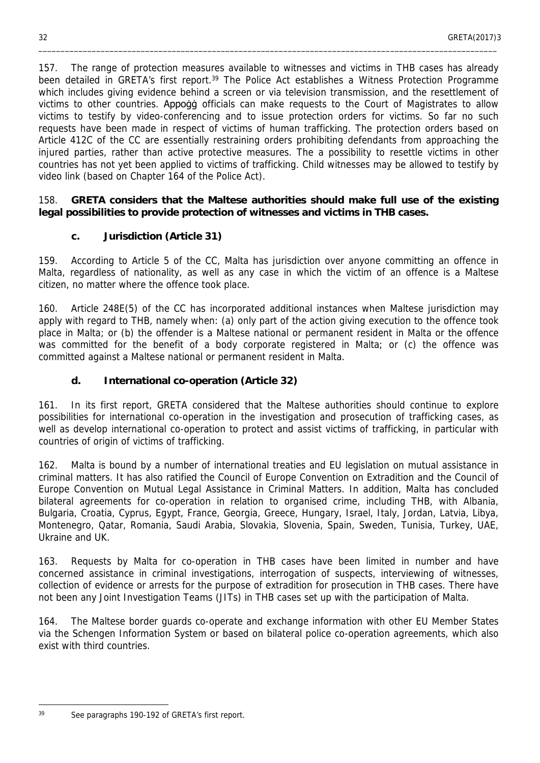157. The range of protection measures available to witnesses and victims in THB cases has already been detailed in GRETA's first report.[39] The Police Act establishes a Witness Protection Programme which includes giving evidence behind a screen or via television transmission, and the resettlement of victims to other countries. Appoġġ officials can make requests to the Court of Magistrates to allow victims to testify by video-conferencing and to issue protection orders for victims. So far no such requests have been made in respect of victims of human trafficking. The protection orders based on Article 412C of the CC are essentially restraining orders prohibiting defendants from approaching the injured parties, rather than active protective measures. The a possibility to resettle victims in other countries has not yet been applied to victims of trafficking. Child witnesses may be allowed to testify by video link (based on Chapter 164 of the Police Act).

158. **GRETA considers that the Maltese authorities should make full use of the existing legal possibilities to provide protection of witnesses and victims in THB cases.**

### c. Jurisdiction (Article 31)

159. According to Article 5 of the CC, Malta has jurisdiction over anyone committing an offence in Malta, regardless of nationality, as well as any case in which the victim of an offence is a Maltese citizen, no matter where the offence took place.

160. Article 248E(5) of the CC has incorporated additional instances when Maltese jurisdiction may apply with regard to THB, namely when: (a) only part of the action giving execution to the offence took place in Malta; or (b) the offender is a Maltese national or permanent resident in Malta or the offence was committed for the benefit of a body corporate registered in Malta; or (c) the offence was committed against a Maltese national or permanent resident in Malta.

### d. International co-operation (Article 32)

161. In its first report, GRETA considered that the Maltese authorities should continue to explore possibilities for international co-operation in the investigation and prosecution of trafficking cases, as well as develop international co-operation to protect and assist victims of trafficking, in particular with countries of origin of victims of trafficking.

162. Malta is bound by a number of international treaties and EU legislation on mutual assistance in criminal matters. It has also ratified the Council of Europe Convention on Extradition and the Council of Europe Convention on Mutual Legal Assistance in Criminal Matters. In addition, Malta has concluded bilateral agreements for co-operation in relation to organised crime, including THB, with Albania, Bulgaria, Croatia, Cyprus, Egypt, France, Georgia, Greece, Hungary, Israel, Italy, Jordan, Latvia, Libya, Montenegro, Qatar, Romania, Saudi Arabia, Slovakia, Slovenia, Spain, Sweden, Tunisia, Turkey, UAE, Ukraine and UK.

163. Requests by Malta for co-operation in THB cases have been limited in number and have concerned assistance in criminal investigations, interrogation of suspects, interviewing of witnesses, collection of evidence or arrests for the purpose of extradition for prosecution in THB cases. There have not been any Joint Investigation Teams (JITs) in THB cases set up with the participation of Malta.

164. The Maltese border guards co-operate and exchange information with other EU Member States via the Schengen Information System or based on bilateral police co-operation agreements, which also exist with third countries.

---

[39] See paragraphs 190-192 of GRETA's first report.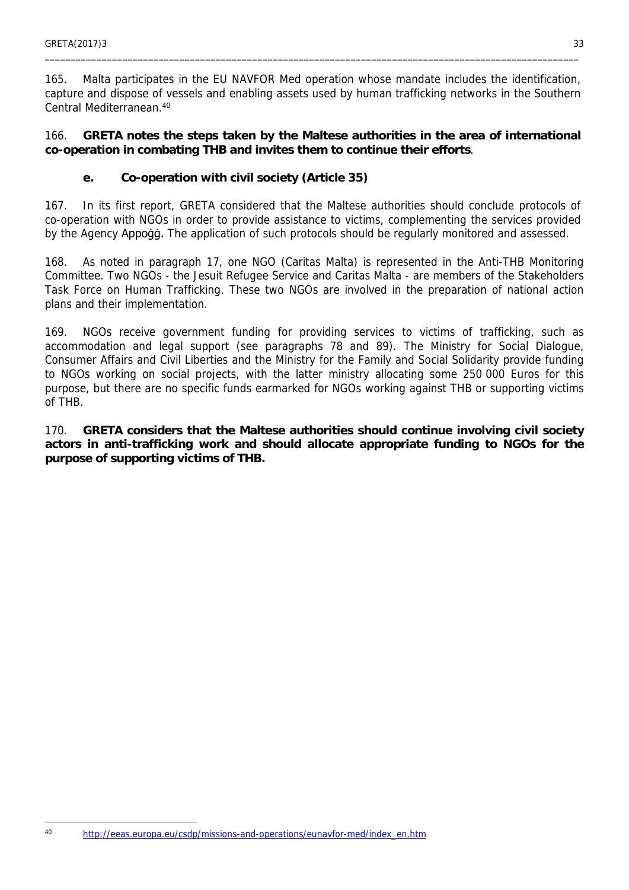165. Malta participates in the EU NAVFOR Med operation whose mandate includes the identification, capture and dispose of vessels and enabling assets used by human trafficking networks in the Southern Central Mediterranean.[40]

166. **GRETA notes the steps taken by the Maltese authorities in the area of international co-operation in combating THB and invites them to continue their efforts**.

### e. Co-operation with civil society (Article 35)

167. In its first report, GRETA considered that the Maltese authorities should conclude protocols of co-operation with NGOs in order to provide assistance to victims, complementing the services provided by the Agency Appoġġ. The application of such protocols should be regularly monitored and assessed.

168. As noted in paragraph 17, one NGO (Caritas Malta) is represented in the Anti-THB Monitoring Committee. Two NGOs - the Jesuit Refugee Service and Caritas Malta - are members of the Stakeholders Task Force on Human Trafficking. These two NGOs are involved in the preparation of national action plans and their implementation.

169. NGOs receive government funding for providing services to victims of trafficking, such as accommodation and legal support (see paragraphs 78 and 89). The Ministry for Social Dialogue, Consumer Affairs and Civil Liberties and the Ministry for the Family and Social Solidarity provide funding to NGOs working on social projects, with the latter ministry allocating some 250 000 Euros for this purpose, but there are no specific funds earmarked for NGOs working against THB or supporting victims of THB.

170. **GRETA considers that the Maltese authorities should continue involving civil society actors in anti-trafficking work and should allocate appropriate funding to NGOs for the purpose of supporting victims of THB.**

---

[40] http://eeas.europa.eu/csdp/missions-and-operations/eunavfor-med/index_en.htm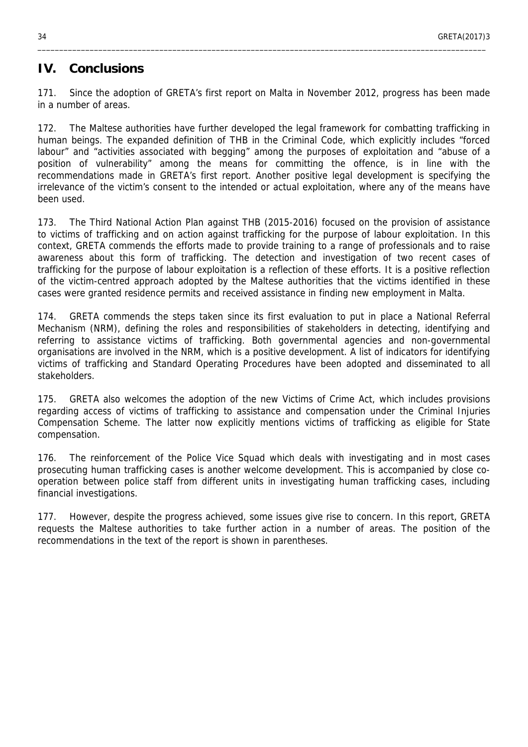# IV. Conclusions

171. Since the adoption of GRETA's first report on Malta in November 2012, progress has been made in a number of areas.

172. The Maltese authorities have further developed the legal framework for combatting trafficking in human beings. The expanded definition of THB in the Criminal Code, which explicitly includes "forced labour" and "activities associated with begging" among the purposes of exploitation and "abuse of a position of vulnerability" among the means for committing the offence, is in line with the recommendations made in GRETA's first report. Another positive legal development is specifying the irrelevance of the victim's consent to the intended or actual exploitation, where any of the means have been used.

173. The Third National Action Plan against THB (2015-2016) focused on the provision of assistance to victims of trafficking and on action against trafficking for the purpose of labour exploitation. In this context, GRETA commends the efforts made to provide training to a range of professionals and to raise awareness about this form of trafficking. The detection and investigation of two recent cases of trafficking for the purpose of labour exploitation is a reflection of these efforts. It is a positive reflection of the victim-centred approach adopted by the Maltese authorities that the victims identified in these cases were granted residence permits and received assistance in finding new employment in Malta.

174. GRETA commends the steps taken since its first evaluation to put in place a National Referral Mechanism (NRM), defining the roles and responsibilities of stakeholders in detecting, identifying and referring to assistance victims of trafficking. Both governmental agencies and non-governmental organisations are involved in the NRM, which is a positive development. A list of indicators for identifying victims of trafficking and Standard Operating Procedures have been adopted and disseminated to all stakeholders.

175. GRETA also welcomes the adoption of the new Victims of Crime Act, which includes provisions regarding access of victims of trafficking to assistance and compensation under the Criminal Injuries Compensation Scheme. The latter now explicitly mentions victims of trafficking as eligible for State compensation.

176. The reinforcement of the Police Vice Squad which deals with investigating and in most cases prosecuting human trafficking cases is another welcome development. This is accompanied by close co-operation between police staff from different units in investigating human trafficking cases, including financial investigations.

177. However, despite the progress achieved, some issues give rise to concern. In this report, GRETA requests the Maltese authorities to take further action in a number of areas. The position of the recommendations in the text of the report is shown in parentheses.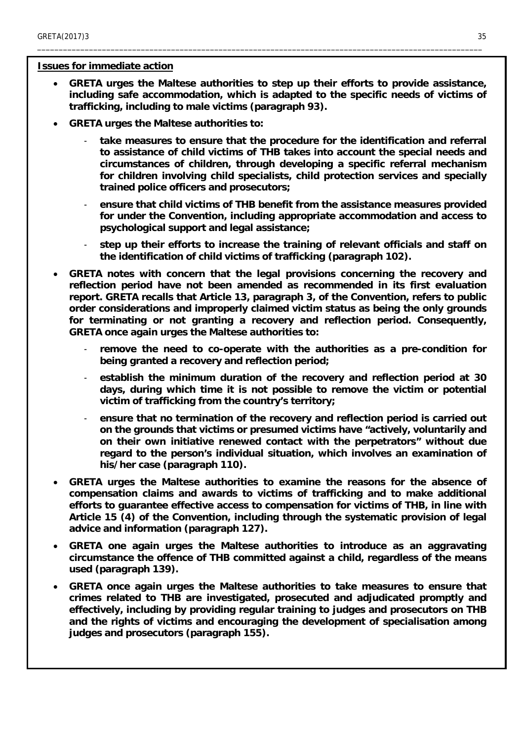**Issues for immediate action**

- **GRETA urges the Maltese authorities to step up their efforts to provide assistance, including safe accommodation, which is adapted to the specific needs of victims of trafficking, including to male victims (paragraph 93).**

- **GRETA urges the Maltese authorities to:**

  - **take measures to ensure that the procedure for the identification and referral to assistance of child victims of THB takes into account the special needs and circumstances of children, through developing a specific referral mechanism for children involving child specialists, child protection services and specially trained police officers and prosecutors;**

  - **ensure that child victims of THB benefit from the assistance measures provided for under the Convention, including appropriate accommodation and access to psychological support and legal assistance;**

  - **step up their efforts to increase the training of relevant officials and staff on the identification of child victims of trafficking (paragraph 102).**

- **GRETA notes with concern that the legal provisions concerning the recovery and reflection period have not been amended as recommended in its first evaluation report. GRETA recalls that Article 13, paragraph 3, of the Convention, refers to public order considerations and improperly claimed victim status as being the only grounds for terminating or not granting a recovery and reflection period. Consequently, GRETA once again urges the Maltese authorities to:**

  - **remove the need to co-operate with the authorities as a pre-condition for being granted a recovery and reflection period;**

  - **establish the minimum duration of the recovery and reflection period at 30 days, during which time it is not possible to remove the victim or potential victim of trafficking from the country's territory;**

  - **ensure that no termination of the recovery and reflection period is carried out on the grounds that victims or presumed victims have "actively, voluntarily and on their own initiative renewed contact with the perpetrators" without due regard to the person's individual situation, which involves an examination of his/her case (paragraph 110).**

- **GRETA urges the Maltese authorities to examine the reasons for the absence of compensation claims and awards to victims of trafficking and to make additional efforts to guarantee effective access to compensation for victims of THB, in line with Article 15 (4) of the Convention, including through the systematic provision of legal advice and information (paragraph 127).**

- **GRETA one again urges the Maltese authorities to introduce as an aggravating circumstance the offence of THB committed against a child, regardless of the means used (paragraph 139).**

- **GRETA once again urges the Maltese authorities to take measures to ensure that crimes related to THB are investigated, prosecuted and adjudicated promptly and effectively, including by providing regular training to judges and prosecutors on THB and the rights of victims and encouraging the development of specialisation among judges and prosecutors (paragraph 155).**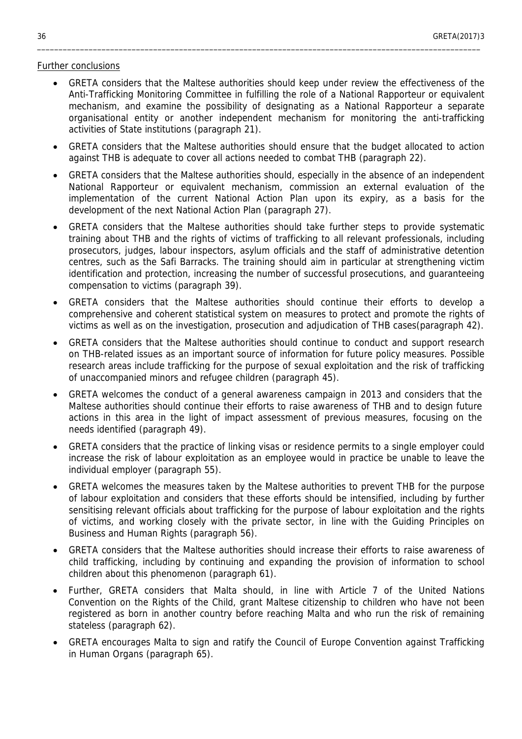Further conclusions

- GRETA considers that the Maltese authorities should keep under review the effectiveness of the Anti-Trafficking Monitoring Committee in fulfilling the role of a National Rapporteur or equivalent mechanism, and examine the possibility of designating as a National Rapporteur a separate organisational entity or another independent mechanism for monitoring the anti-trafficking activities of State institutions (paragraph 21).

- GRETA considers that the Maltese authorities should ensure that the budget allocated to action against THB is adequate to cover all actions needed to combat THB (paragraph 22).

- GRETA considers that the Maltese authorities should, especially in the absence of an independent National Rapporteur or equivalent mechanism, commission an external evaluation of the implementation of the current National Action Plan upon its expiry, as a basis for the development of the next National Action Plan (paragraph 27).

- GRETA considers that the Maltese authorities should take further steps to provide systematic training about THB and the rights of victims of trafficking to all relevant professionals, including prosecutors, judges, labour inspectors, asylum officials and the staff of administrative detention centres, such as the Safi Barracks. The training should aim in particular at strengthening victim identification and protection, increasing the number of successful prosecutions, and guaranteeing compensation to victims (paragraph 39).

- GRETA considers that the Maltese authorities should continue their efforts to develop a comprehensive and coherent statistical system on measures to protect and promote the rights of victims as well as on the investigation, prosecution and adjudication of THB cases(paragraph 42).

- GRETA considers that the Maltese authorities should continue to conduct and support research on THB-related issues as an important source of information for future policy measures. Possible research areas include trafficking for the purpose of sexual exploitation and the risk of trafficking of unaccompanied minors and refugee children (paragraph 45).

- GRETA welcomes the conduct of a general awareness campaign in 2013 and considers that the Maltese authorities should continue their efforts to raise awareness of THB and to design future actions in this area in the light of impact assessment of previous measures, focusing on the needs identified (paragraph 49).

- GRETA considers that the practice of linking visas or residence permits to a single employer could increase the risk of labour exploitation as an employee would in practice be unable to leave the individual employer (paragraph 55).

- GRETA welcomes the measures taken by the Maltese authorities to prevent THB for the purpose of labour exploitation and considers that these efforts should be intensified, including by further sensitising relevant officials about trafficking for the purpose of labour exploitation and the rights of victims, and working closely with the private sector, in line with the Guiding Principles on Business and Human Rights (paragraph 56).

- GRETA considers that the Maltese authorities should increase their efforts to raise awareness of child trafficking, including by continuing and expanding the provision of information to school children about this phenomenon (paragraph 61).

- Further, GRETA considers that Malta should, in line with Article 7 of the United Nations Convention on the Rights of the Child, grant Maltese citizenship to children who have not been registered as born in another country before reaching Malta and who run the risk of remaining stateless (paragraph 62).

- GRETA encourages Malta to sign and ratify the Council of Europe Convention against Trafficking in Human Organs (paragraph 65).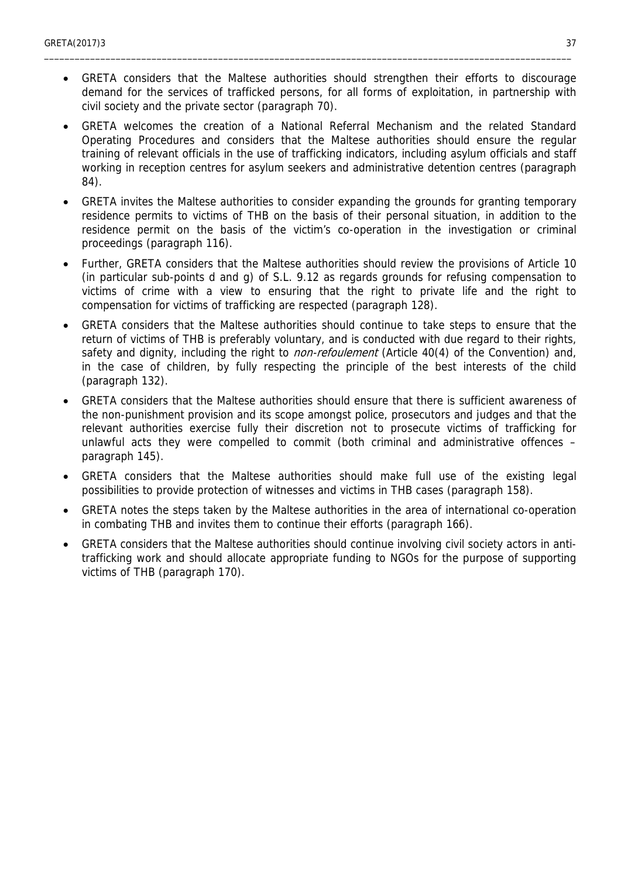- GRETA considers that the Maltese authorities should strengthen their efforts to discourage demand for the services of trafficked persons, for all forms of exploitation, in partnership with civil society and the private sector (paragraph 70).
- GRETA welcomes the creation of a National Referral Mechanism and the related Standard Operating Procedures and considers that the Maltese authorities should ensure the regular training of relevant officials in the use of trafficking indicators, including asylum officials and staff working in reception centres for asylum seekers and administrative detention centres (paragraph 84).
- GRETA invites the Maltese authorities to consider expanding the grounds for granting temporary residence permits to victims of THB on the basis of their personal situation, in addition to the residence permit on the basis of the victim's co-operation in the investigation or criminal proceedings (paragraph 116).
- Further, GRETA considers that the Maltese authorities should review the provisions of Article 10 (in particular sub-points d and g) of S.L. 9.12 as regards grounds for refusing compensation to victims of crime with a view to ensuring that the right to private life and the right to compensation for victims of trafficking are respected (paragraph 128).
- GRETA considers that the Maltese authorities should continue to take steps to ensure that the return of victims of THB is preferably voluntary, and is conducted with due regard to their rights, safety and dignity, including the right to *non-refoulement* (Article 40(4) of the Convention) and, in the case of children, by fully respecting the principle of the best interests of the child (paragraph 132).
- GRETA considers that the Maltese authorities should ensure that there is sufficient awareness of the non-punishment provision and its scope amongst police, prosecutors and judges and that the relevant authorities exercise fully their discretion not to prosecute victims of trafficking for unlawful acts they were compelled to commit (both criminal and administrative offences – paragraph 145).
- GRETA considers that the Maltese authorities should make full use of the existing legal possibilities to provide protection of witnesses and victims in THB cases (paragraph 158).
- GRETA notes the steps taken by the Maltese authorities in the area of international co-operation in combating THB and invites them to continue their efforts (paragraph 166).
- GRETA considers that the Maltese authorities should continue involving civil society actors in anti-trafficking work and should allocate appropriate funding to NGOs for the purpose of supporting victims of THB (paragraph 170).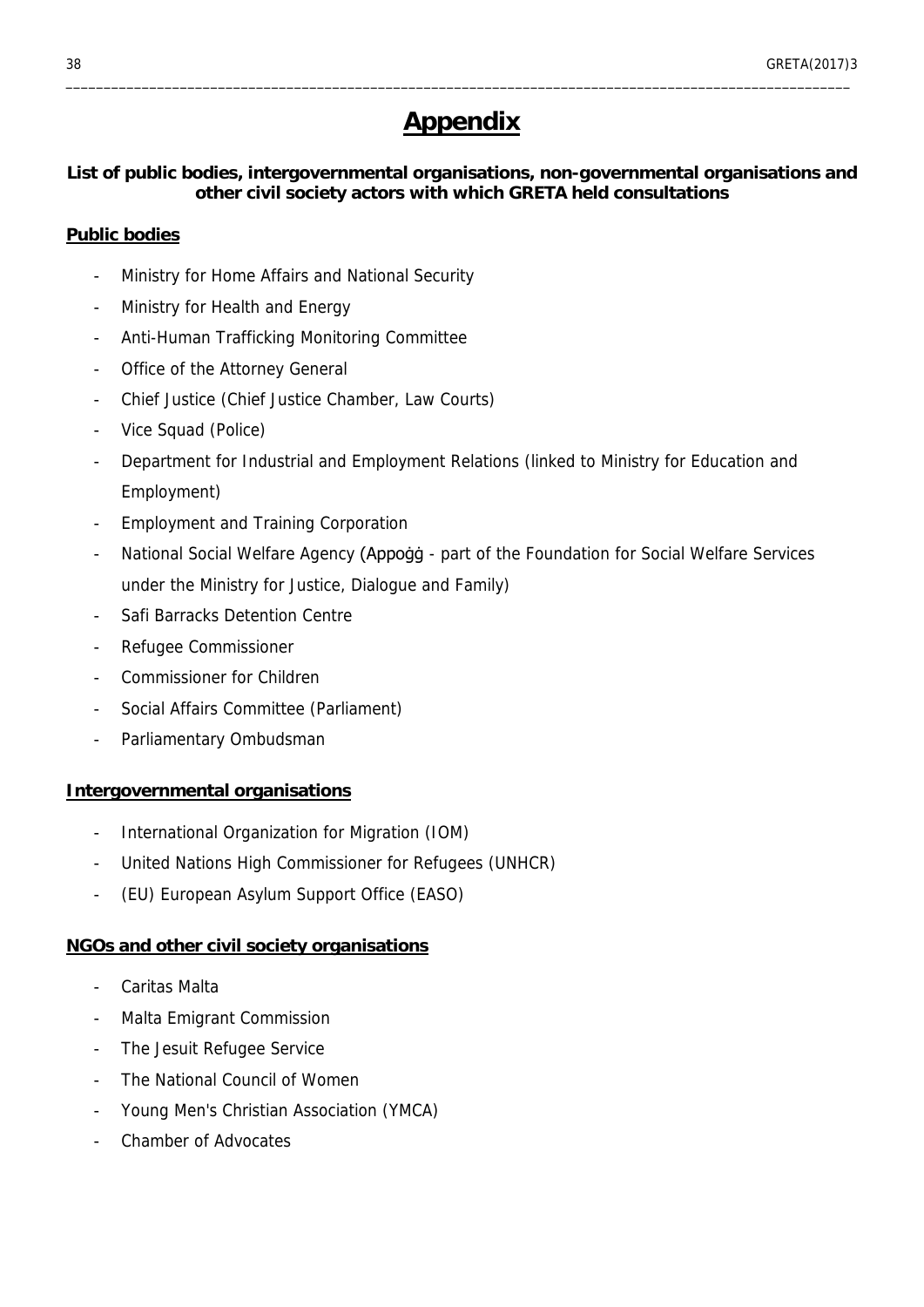# Appendix

**List of public bodies, intergovernmental organisations, non-governmental organisations and other civil society actors with which GRETA held consultations**

## Public bodies

- Ministry for Home Affairs and National Security
- Ministry for Health and Energy
- Anti-Human Trafficking Monitoring Committee
- Office of the Attorney General
- Chief Justice (Chief Justice Chamber, Law Courts)
- Vice Squad (Police)
- Department for Industrial and Employment Relations (linked to Ministry for Education and Employment)
- Employment and Training Corporation
- National Social Welfare Agency (Appoġġ - part of the Foundation for Social Welfare Services under the Ministry for Justice, Dialogue and Family)
- Safi Barracks Detention Centre
- Refugee Commissioner
- Commissioner for Children
- Social Affairs Committee (Parliament)
- Parliamentary Ombudsman

## Intergovernmental organisations

- International Organization for Migration (IOM)
- United Nations High Commissioner for Refugees (UNHCR)
- (EU) European Asylum Support Office (EASO)

## NGOs and other civil society organisations

- Caritas Malta
- Malta Emigrant Commission
- The Jesuit Refugee Service
- The National Council of Women
- Young Men's Christian Association (YMCA)
- Chamber of Advocates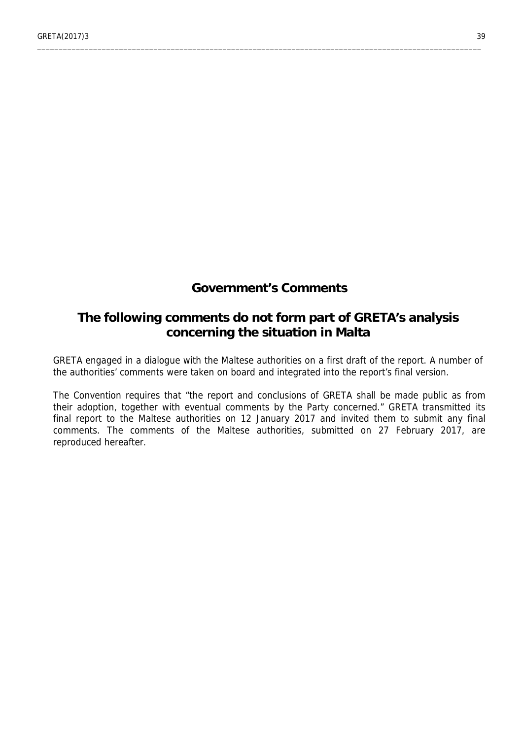# Government's Comments

## The following comments do not form part of GRETA's analysis concerning the situation in Malta

GRETA engaged in a dialogue with the Maltese authorities on a first draft of the report. A number of the authorities' comments were taken on board and integrated into the report's final version.

The Convention requires that "the report and conclusions of GRETA shall be made public as from their adoption, together with eventual comments by the Party concerned." GRETA transmitted its final report to the Maltese authorities on 12 January 2017 and invited them to submit any final comments. The comments of the Maltese authorities, submitted on 27 February 2017, are reproduced hereafter.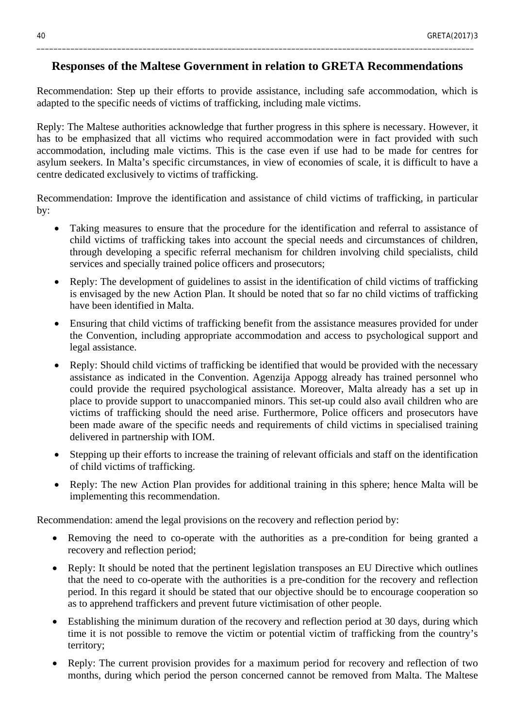## Responses of the Maltese Government in relation to GRETA Recommendations

Recommendation: Step up their efforts to provide assistance, including safe accommodation, which is adapted to the specific needs of victims of trafficking, including male victims.

Reply: The Maltese authorities acknowledge that further progress in this sphere is necessary. However, it has to be emphasized that all victims who required accommodation were in fact provided with such accommodation, including male victims. This is the case even if use had to be made for centres for asylum seekers. In Malta's specific circumstances, in view of economies of scale, it is difficult to have a centre dedicated exclusively to victims of trafficking.

Recommendation: Improve the identification and assistance of child victims of trafficking, in particular by:

- Taking measures to ensure that the procedure for the identification and referral to assistance of child victims of trafficking takes into account the special needs and circumstances of children, through developing a specific referral mechanism for children involving child specialists, child services and specially trained police officers and prosecutors;
- Reply: The development of guidelines to assist in the identification of child victims of trafficking is envisaged by the new Action Plan. It should be noted that so far no child victims of trafficking have been identified in Malta.
- Ensuring that child victims of trafficking benefit from the assistance measures provided for under the Convention, including appropriate accommodation and access to psychological support and legal assistance.
- Reply: Should child victims of trafficking be identified that would be provided with the necessary assistance as indicated in the Convention. Agenzija Appogg already has trained personnel who could provide the required psychological assistance. Moreover, Malta already has a set up in place to provide support to unaccompanied minors. This set-up could also avail children who are victims of trafficking should the need arise. Furthermore, Police officers and prosecutors have been made aware of the specific needs and requirements of child victims in specialised training delivered in partnership with IOM.
- Stepping up their efforts to increase the training of relevant officials and staff on the identification of child victims of trafficking.
- Reply: The new Action Plan provides for additional training in this sphere; hence Malta will be implementing this recommendation.

Recommendation: amend the legal provisions on the recovery and reflection period by:

- Removing the need to co-operate with the authorities as a pre-condition for being granted a recovery and reflection period;
- Reply: It should be noted that the pertinent legislation transposes an EU Directive which outlines that the need to co-operate with the authorities is a pre-condition for the recovery and reflection period. In this regard it should be stated that our objective should be to encourage cooperation so as to apprehend traffickers and prevent future victimisation of other people.
- Establishing the minimum duration of the recovery and reflection period at 30 days, during which time it is not possible to remove the victim or potential victim of trafficking from the country's territory;
- Reply: The current provision provides for a maximum period for recovery and reflection of two months, during which period the person concerned cannot be removed from Malta. The Maltese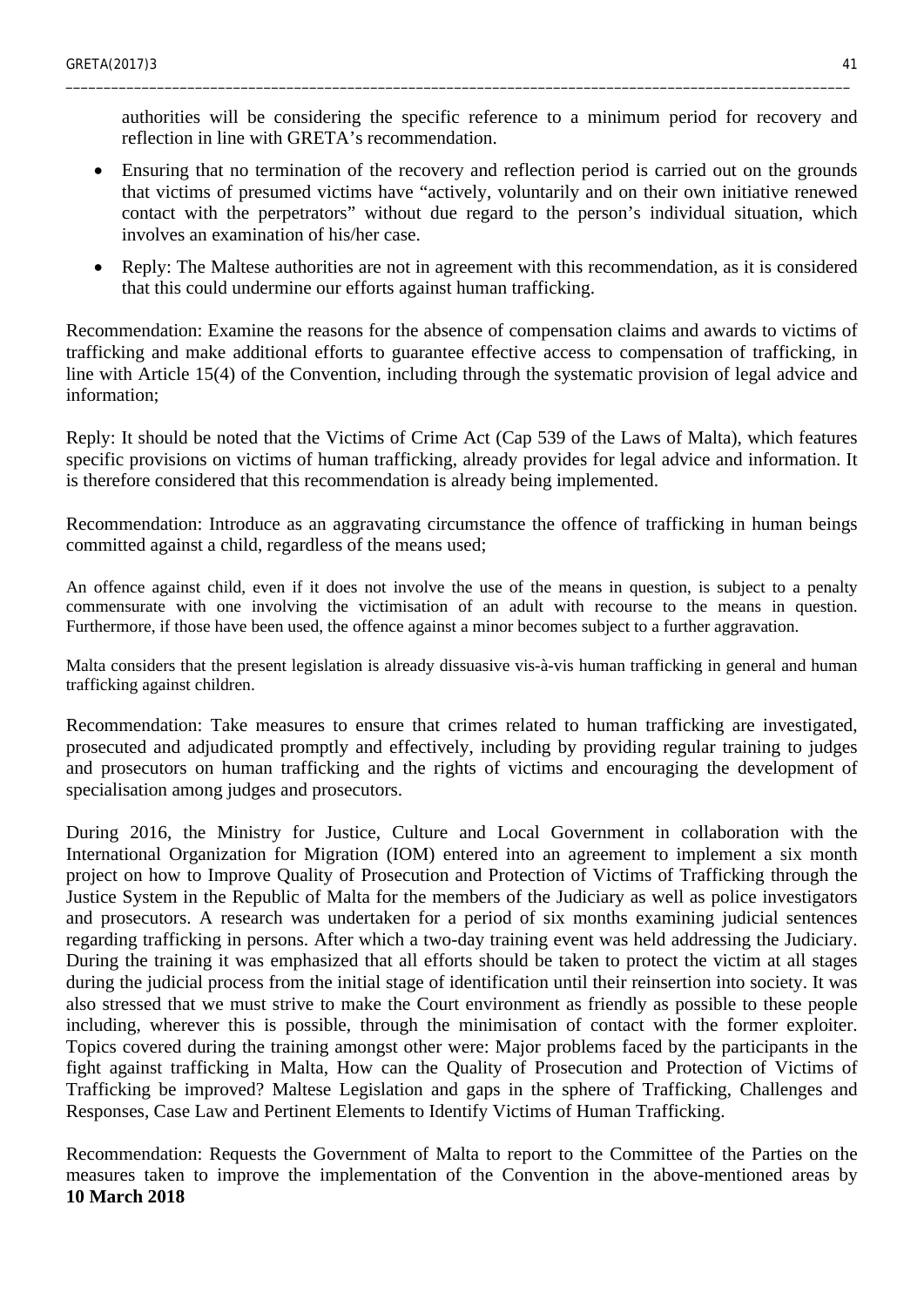authorities will be considering the specific reference to a minimum period for recovery and reflection in line with GRETA's recommendation.

- Ensuring that no termination of the recovery and reflection period is carried out on the grounds that victims of presumed victims have "actively, voluntarily and on their own initiative renewed contact with the perpetrators" without due regard to the person's individual situation, which involves an examination of his/her case.
- Reply: The Maltese authorities are not in agreement with this recommendation, as it is considered that this could undermine our efforts against human trafficking.

Recommendation: Examine the reasons for the absence of compensation claims and awards to victims of trafficking and make additional efforts to guarantee effective access to compensation of trafficking, in line with Article 15(4) of the Convention, including through the systematic provision of legal advice and information;

Reply: It should be noted that the Victims of Crime Act (Cap 539 of the Laws of Malta), which features specific provisions on victims of human trafficking, already provides for legal advice and information. It is therefore considered that this recommendation is already being implemented.

Recommendation: Introduce as an aggravating circumstance the offence of trafficking in human beings committed against a child, regardless of the means used;

An offence against child, even if it does not involve the use of the means in question, is subject to a penalty commensurate with one involving the victimisation of an adult with recourse to the means in question. Furthermore, if those have been used, the offence against a minor becomes subject to a further aggravation.

Malta considers that the present legislation is already dissuasive vis-à-vis human trafficking in general and human trafficking against children.

Recommendation: Take measures to ensure that crimes related to human trafficking are investigated, prosecuted and adjudicated promptly and effectively, including by providing regular training to judges and prosecutors on human trafficking and the rights of victims and encouraging the development of specialisation among judges and prosecutors.

During 2016, the Ministry for Justice, Culture and Local Government in collaboration with the International Organization for Migration (IOM) entered into an agreement to implement a six month project on how to Improve Quality of Prosecution and Protection of Victims of Trafficking through the Justice System in the Republic of Malta for the members of the Judiciary as well as police investigators and prosecutors. A research was undertaken for a period of six months examining judicial sentences regarding trafficking in persons. After which a two-day training event was held addressing the Judiciary. During the training it was emphasized that all efforts should be taken to protect the victim at all stages during the judicial process from the initial stage of identification until their reinsertion into society. It was also stressed that we must strive to make the Court environment as friendly as possible to these people including, wherever this is possible, through the minimisation of contact with the former exploiter. Topics covered during the training amongst other were: Major problems faced by the participants in the fight against trafficking in Malta, How can the Quality of Prosecution and Protection of Victims of Trafficking be improved? Maltese Legislation and gaps in the sphere of Trafficking, Challenges and Responses, Case Law and Pertinent Elements to Identify Victims of Human Trafficking.

Recommendation: Requests the Government of Malta to report to the Committee of the Parties on the measures taken to improve the implementation of the Convention in the above-mentioned areas by **10 March 2018**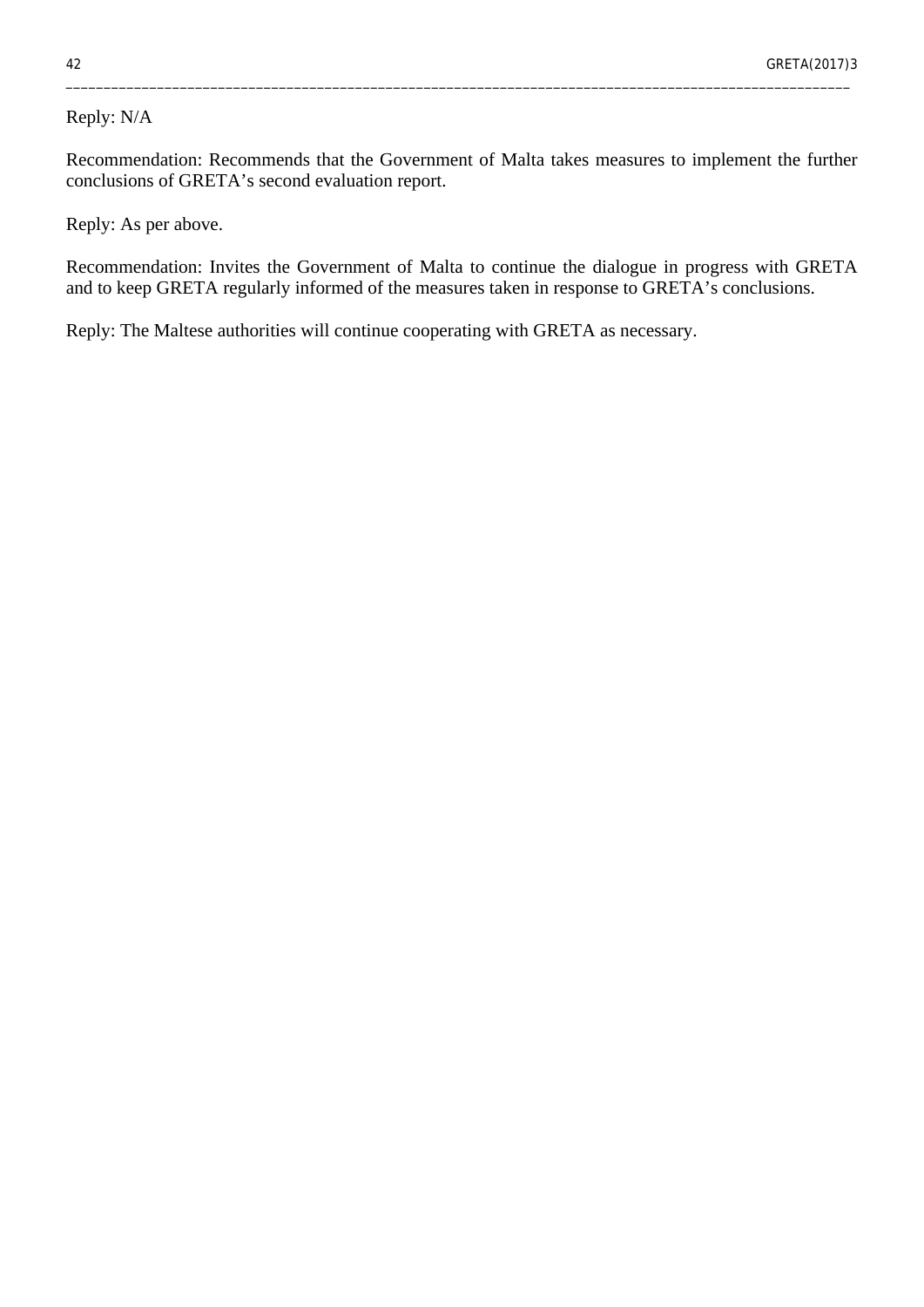Reply: N/A

Recommendation: Recommends that the Government of Malta takes measures to implement the further conclusions of GRETA's second evaluation report.

Reply: As per above.

Recommendation: Invites the Government of Malta to continue the dialogue in progress with GRETA and to keep GRETA regularly informed of the measures taken in response to GRETA's conclusions.

Reply: The Maltese authorities will continue cooperating with GRETA as necessary.